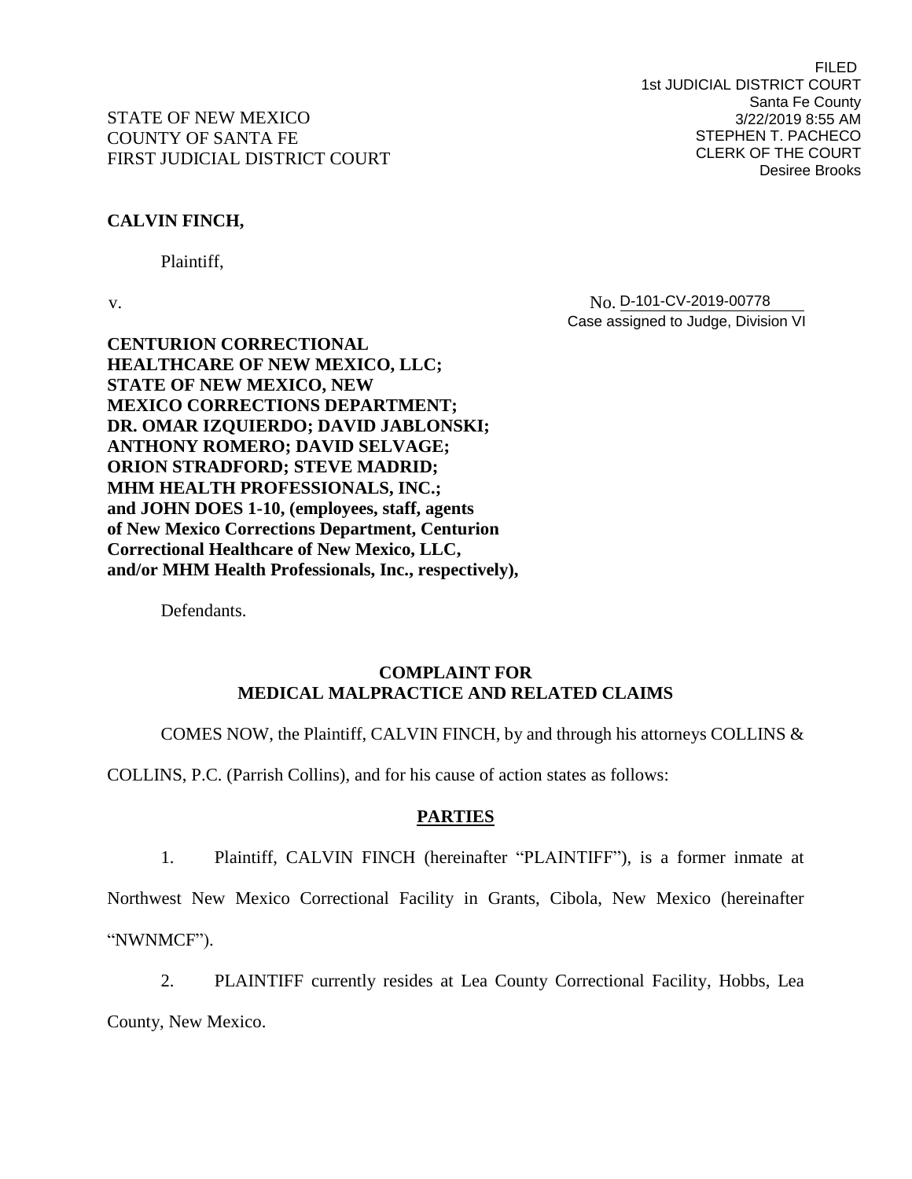FILED
1st JUDICIAL DISTRICT COURT
Santa Fe County
3/22/2019 8:55 AM
STEPHEN T. PACHECO
CLERK OF THE COURT
Desiree Brooks

STATE OF NEW MEXICO
COUNTY OF SANTA FE
FIRST JUDICIAL DISTRICT COURT

**CALVIN FINCH,**

Plaintiff,

v.

No. D-101-CV-2019-00778
Case assigned to Judge, Division VI

**CENTURION CORRECTIONAL HEALTHCARE OF NEW MEXICO, LLC; STATE OF NEW MEXICO, NEW MEXICO CORRECTIONS DEPARTMENT; DR. OMAR IZQUIERDO; DAVID JABLONSKI; ANTHONY ROMERO; DAVID SELVAGE; ORION STRADFORD; STEVE MADRID; MHM HEALTH PROFESSIONALS, INC.; and JOHN DOES 1-10, (employees, staff, agents of New Mexico Corrections Department, Centurion Correctional Healthcare of New Mexico, LLC, and/or MHM Health Professionals, Inc., respectively),**

Defendants.

## COMPLAINT FOR MEDICAL MALPRACTICE AND RELATED CLAIMS

COMES NOW, the Plaintiff, CALVIN FINCH, by and through his attorneys COLLINS & COLLINS, P.C. (Parrish Collins), and for his cause of action states as follows:

## PARTIES

1. Plaintiff, CALVIN FINCH (hereinafter "PLAINTIFF"), is a former inmate at Northwest New Mexico Correctional Facility in Grants, Cibola, New Mexico (hereinafter "NWNMCF").

2. PLAINTIFF currently resides at Lea County Correctional Facility, Hobbs, Lea County, New Mexico.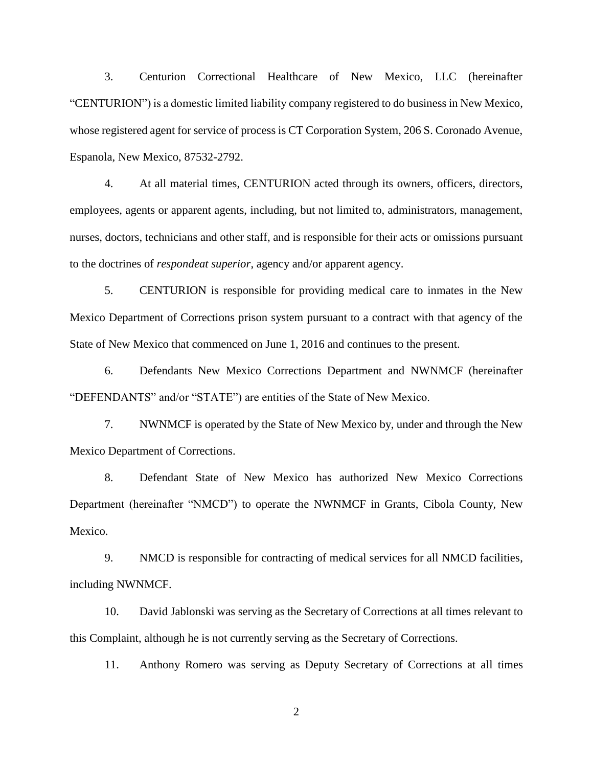3. Centurion Correctional Healthcare of New Mexico, LLC (hereinafter "CENTURION") is a domestic limited liability company registered to do business in New Mexico, whose registered agent for service of process is CT Corporation System, 206 S. Coronado Avenue, Espanola, New Mexico, 87532-2792.

4. At all material times, CENTURION acted through its owners, officers, directors, employees, agents or apparent agents, including, but not limited to, administrators, management, nurses, doctors, technicians and other staff, and is responsible for their acts or omissions pursuant to the doctrines of *respondeat superior*, agency and/or apparent agency.

5. CENTURION is responsible for providing medical care to inmates in the New Mexico Department of Corrections prison system pursuant to a contract with that agency of the State of New Mexico that commenced on June 1, 2016 and continues to the present.

6. Defendants New Mexico Corrections Department and NWNMCF (hereinafter "DEFENDANTS" and/or "STATE") are entities of the State of New Mexico.

7. NWNMCF is operated by the State of New Mexico by, under and through the New Mexico Department of Corrections.

8. Defendant State of New Mexico has authorized New Mexico Corrections Department (hereinafter "NMCD") to operate the NWNMCF in Grants, Cibola County, New Mexico.

9. NMCD is responsible for contracting of medical services for all NMCD facilities, including NWNMCF.

10. David Jablonski was serving as the Secretary of Corrections at all times relevant to this Complaint, although he is not currently serving as the Secretary of Corrections.

11. Anthony Romero was serving as Deputy Secretary of Corrections at all times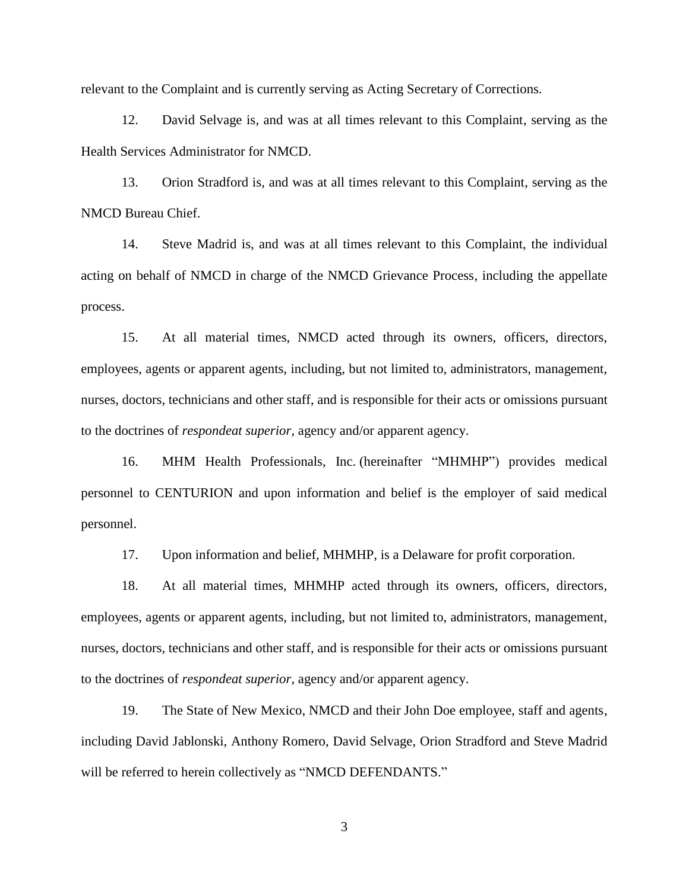relevant to the Complaint and is currently serving as Acting Secretary of Corrections.

12. David Selvage is, and was at all times relevant to this Complaint, serving as the Health Services Administrator for NMCD.

13. Orion Stradford is, and was at all times relevant to this Complaint, serving as the NMCD Bureau Chief.

14. Steve Madrid is, and was at all times relevant to this Complaint, the individual acting on behalf of NMCD in charge of the NMCD Grievance Process, including the appellate process.

15. At all material times, NMCD acted through its owners, officers, directors, employees, agents or apparent agents, including, but not limited to, administrators, management, nurses, doctors, technicians and other staff, and is responsible for their acts or omissions pursuant to the doctrines of *respondeat superior*, agency and/or apparent agency.

16. MHM Health Professionals, Inc. (hereinafter "MHMHP") provides medical personnel to CENTURION and upon information and belief is the employer of said medical personnel.

17. Upon information and belief, MHMHP, is a Delaware for profit corporation.

18. At all material times, MHMHP acted through its owners, officers, directors, employees, agents or apparent agents, including, but not limited to, administrators, management, nurses, doctors, technicians and other staff, and is responsible for their acts or omissions pursuant to the doctrines of *respondeat superior*, agency and/or apparent agency.

19. The State of New Mexico, NMCD and their John Doe employee, staff and agents, including David Jablonski, Anthony Romero, David Selvage, Orion Stradford and Steve Madrid will be referred to herein collectively as "NMCD DEFENDANTS."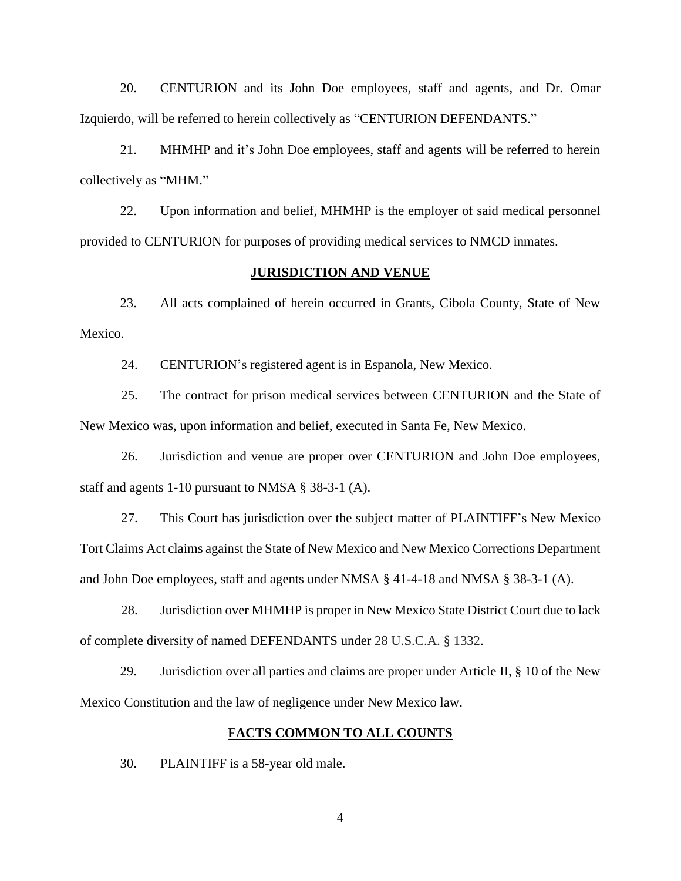20. CENTURION and its John Doe employees, staff and agents, and Dr. Omar Izquierdo, will be referred to herein collectively as "CENTURION DEFENDANTS."

21. MHMHP and it's John Doe employees, staff and agents will be referred to herein collectively as "MHM."

22. Upon information and belief, MHMHP is the employer of said medical personnel provided to CENTURION for purposes of providing medical services to NMCD inmates.

## JURISDICTION AND VENUE

23. All acts complained of herein occurred in Grants, Cibola County, State of New Mexico.

24. CENTURION's registered agent is in Espanola, New Mexico.

25. The contract for prison medical services between CENTURION and the State of New Mexico was, upon information and belief, executed in Santa Fe, New Mexico.

26. Jurisdiction and venue are proper over CENTURION and John Doe employees, staff and agents 1-10 pursuant to NMSA § 38-3-1 (A).

27. This Court has jurisdiction over the subject matter of PLAINTIFF's New Mexico Tort Claims Act claims against the State of New Mexico and New Mexico Corrections Department and John Doe employees, staff and agents under NMSA § 41-4-18 and NMSA § 38-3-1 (A).

28. Jurisdiction over MHMHP is proper in New Mexico State District Court due to lack of complete diversity of named DEFENDANTS under 28 U.S.C.A. § 1332.

29. Jurisdiction over all parties and claims are proper under Article II, § 10 of the New Mexico Constitution and the law of negligence under New Mexico law.

## FACTS COMMON TO ALL COUNTS

30. PLAINTIFF is a 58-year old male.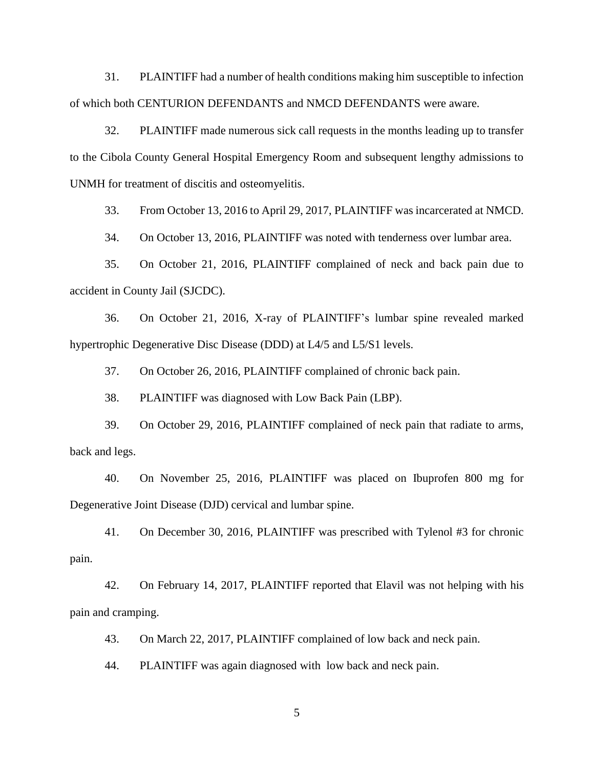31. PLAINTIFF had a number of health conditions making him susceptible to infection of which both CENTURION DEFENDANTS and NMCD DEFENDANTS were aware.

32. PLAINTIFF made numerous sick call requests in the months leading up to transfer to the Cibola County General Hospital Emergency Room and subsequent lengthy admissions to UNMH for treatment of discitis and osteomyelitis.

33. From October 13, 2016 to April 29, 2017, PLAINTIFF was incarcerated at NMCD.

34. On October 13, 2016, PLAINTIFF was noted with tenderness over lumbar area.

35. On October 21, 2016, PLAINTIFF complained of neck and back pain due to accident in County Jail (SJCDC).

36. On October 21, 2016, X-ray of PLAINTIFF's lumbar spine revealed marked hypertrophic Degenerative Disc Disease (DDD) at L4/5 and L5/S1 levels.

37. On October 26, 2016, PLAINTIFF complained of chronic back pain.

38. PLAINTIFF was diagnosed with Low Back Pain (LBP).

39. On October 29, 2016, PLAINTIFF complained of neck pain that radiate to arms, back and legs.

40. On November 25, 2016, PLAINTIFF was placed on Ibuprofen 800 mg for Degenerative Joint Disease (DJD) cervical and lumbar spine.

41. On December 30, 2016, PLAINTIFF was prescribed with Tylenol #3 for chronic pain.

42. On February 14, 2017, PLAINTIFF reported that Elavil was not helping with his pain and cramping.

43. On March 22, 2017, PLAINTIFF complained of low back and neck pain.

44. PLAINTIFF was again diagnosed with low back and neck pain.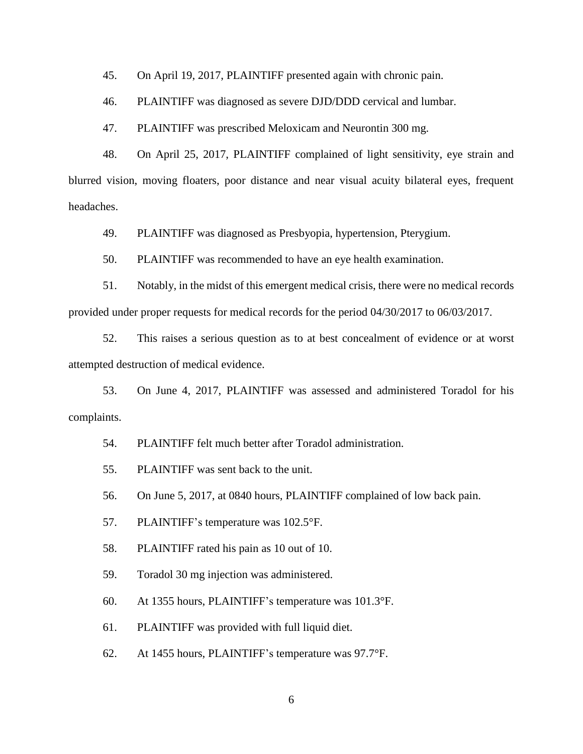45. On April 19, 2017, PLAINTIFF presented again with chronic pain.

46. PLAINTIFF was diagnosed as severe DJD/DDD cervical and lumbar.

47. PLAINTIFF was prescribed Meloxicam and Neurontin 300 mg.

48. On April 25, 2017, PLAINTIFF complained of light sensitivity, eye strain and blurred vision, moving floaters, poor distance and near visual acuity bilateral eyes, frequent headaches.

49. PLAINTIFF was diagnosed as Presbyopia, hypertension, Pterygium.

50. PLAINTIFF was recommended to have an eye health examination.

51. Notably, in the midst of this emergent medical crisis, there were no medical records provided under proper requests for medical records for the period 04/30/2017 to 06/03/2017.

52. This raises a serious question as to at best concealment of evidence or at worst attempted destruction of medical evidence.

53. On June 4, 2017, PLAINTIFF was assessed and administered Toradol for his complaints.

54. PLAINTIFF felt much better after Toradol administration.

55. PLAINTIFF was sent back to the unit.

56. On June 5, 2017, at 0840 hours, PLAINTIFF complained of low back pain.

57. PLAINTIFF's temperature was 102.5°F.

58. PLAINTIFF rated his pain as 10 out of 10.

59. Toradol 30 mg injection was administered.

60. At 1355 hours, PLAINTIFF's temperature was 101.3°F.

61. PLAINTIFF was provided with full liquid diet.

62. At 1455 hours, PLAINTIFF's temperature was 97.7°F.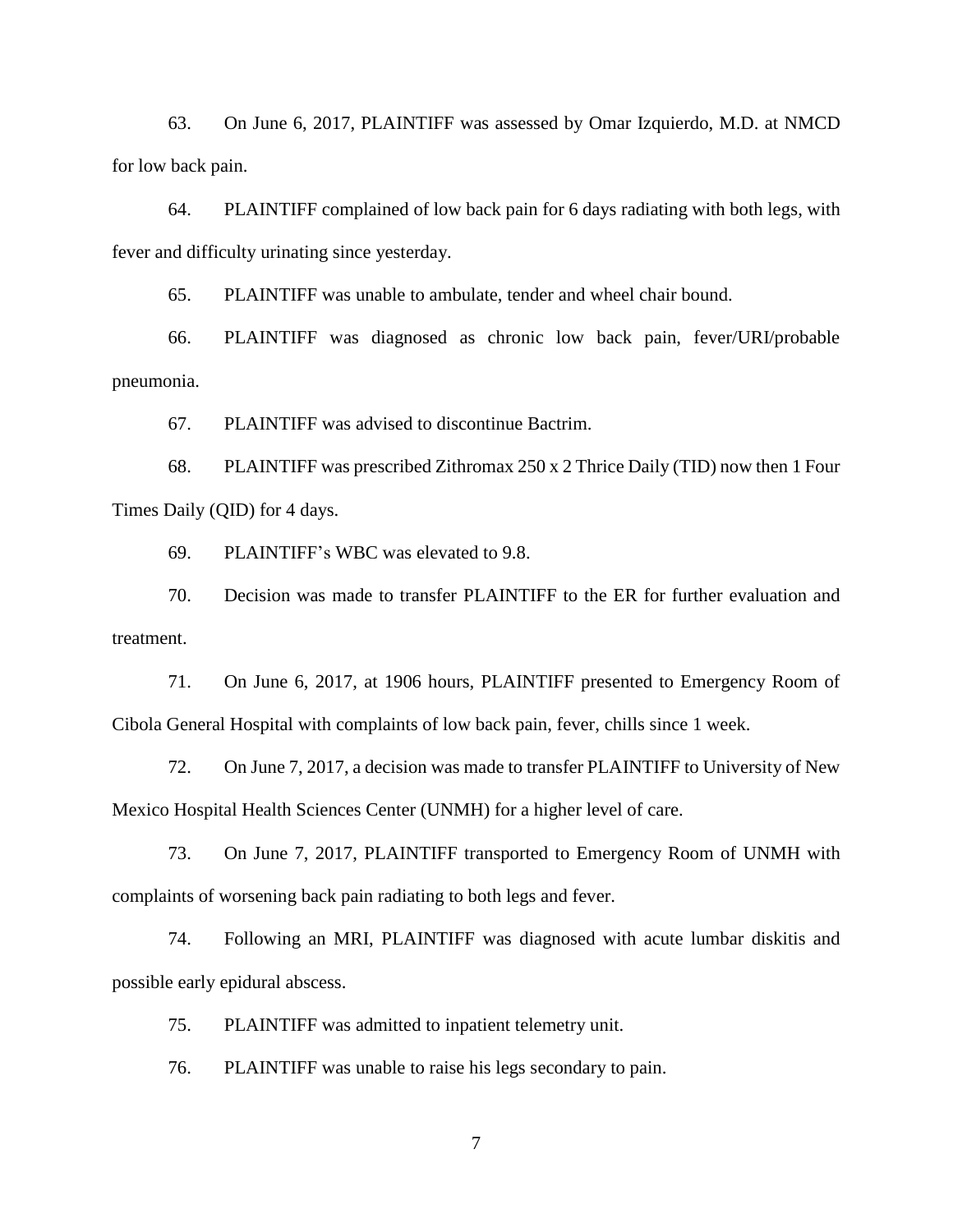63. On June 6, 2017, PLAINTIFF was assessed by Omar Izquierdo, M.D. at NMCD for low back pain.

64. PLAINTIFF complained of low back pain for 6 days radiating with both legs, with fever and difficulty urinating since yesterday.

65. PLAINTIFF was unable to ambulate, tender and wheel chair bound.

66. PLAINTIFF was diagnosed as chronic low back pain, fever/URI/probable pneumonia.

67. PLAINTIFF was advised to discontinue Bactrim.

68. PLAINTIFF was prescribed Zithromax 250 x 2 Thrice Daily (TID) now then 1 Four Times Daily (QID) for 4 days.

69. PLAINTIFF's WBC was elevated to 9.8.

70. Decision was made to transfer PLAINTIFF to the ER for further evaluation and treatment.

71. On June 6, 2017, at 1906 hours, PLAINTIFF presented to Emergency Room of Cibola General Hospital with complaints of low back pain, fever, chills since 1 week.

72. On June 7, 2017, a decision was made to transfer PLAINTIFF to University of New Mexico Hospital Health Sciences Center (UNMH) for a higher level of care.

73. On June 7, 2017, PLAINTIFF transported to Emergency Room of UNMH with complaints of worsening back pain radiating to both legs and fever.

74. Following an MRI, PLAINTIFF was diagnosed with acute lumbar diskitis and possible early epidural abscess.

75. PLAINTIFF was admitted to inpatient telemetry unit.

76. PLAINTIFF was unable to raise his legs secondary to pain.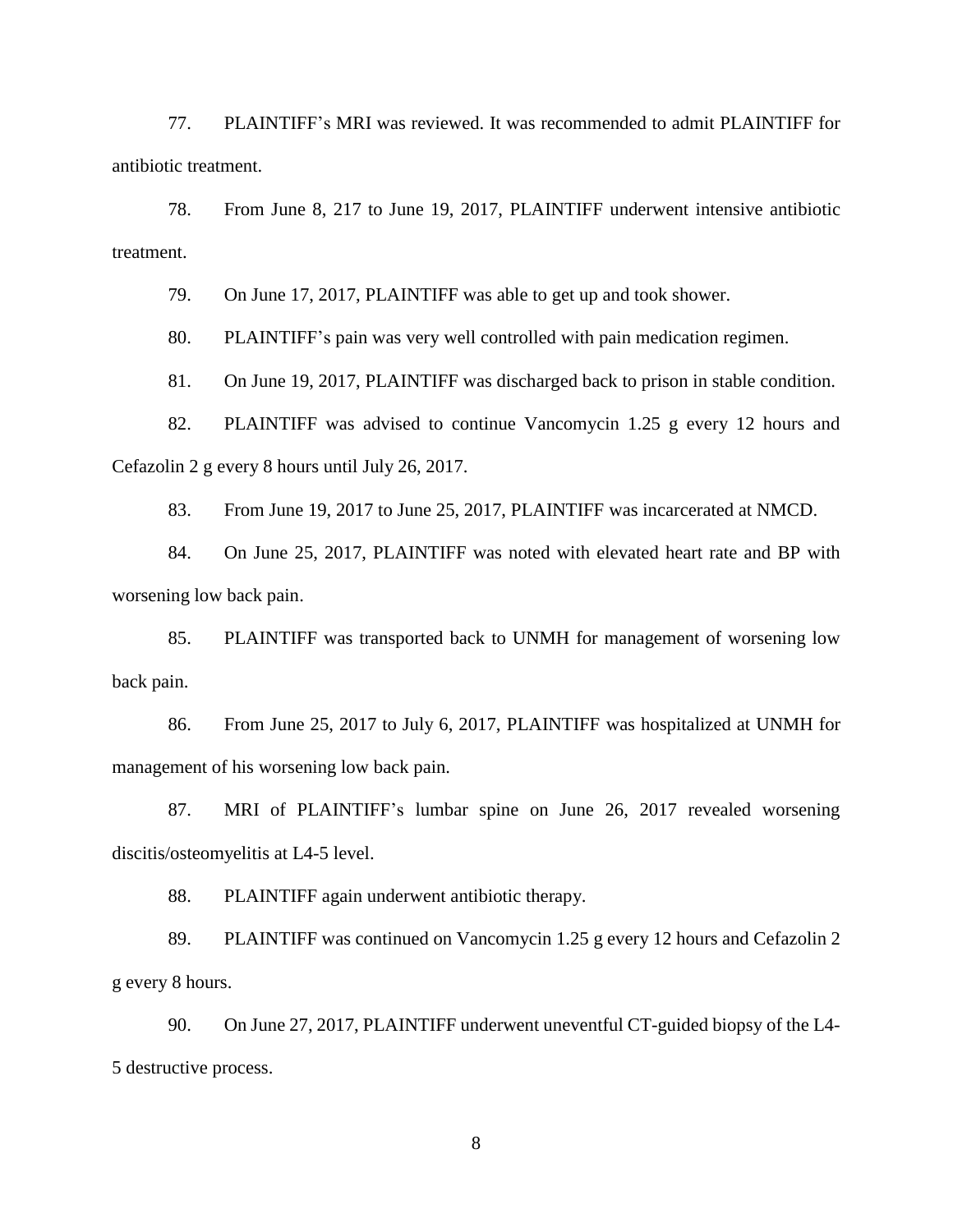77. PLAINTIFF's MRI was reviewed. It was recommended to admit PLAINTIFF for antibiotic treatment.

78. From June 8, 217 to June 19, 2017, PLAINTIFF underwent intensive antibiotic treatment.

79. On June 17, 2017, PLAINTIFF was able to get up and took shower.

80. PLAINTIFF's pain was very well controlled with pain medication regimen.

81. On June 19, 2017, PLAINTIFF was discharged back to prison in stable condition.

82. PLAINTIFF was advised to continue Vancomycin 1.25 g every 12 hours and Cefazolin 2 g every 8 hours until July 26, 2017.

83. From June 19, 2017 to June 25, 2017, PLAINTIFF was incarcerated at NMCD.

84. On June 25, 2017, PLAINTIFF was noted with elevated heart rate and BP with worsening low back pain.

85. PLAINTIFF was transported back to UNMH for management of worsening low back pain.

86. From June 25, 2017 to July 6, 2017, PLAINTIFF was hospitalized at UNMH for management of his worsening low back pain.

87. MRI of PLAINTIFF's lumbar spine on June 26, 2017 revealed worsening discitis/osteomyelitis at L4-5 level.

88. PLAINTIFF again underwent antibiotic therapy.

89. PLAINTIFF was continued on Vancomycin 1.25 g every 12 hours and Cefazolin 2 g every 8 hours.

90. On June 27, 2017, PLAINTIFF underwent uneventful CT-guided biopsy of the L4-5 destructive process.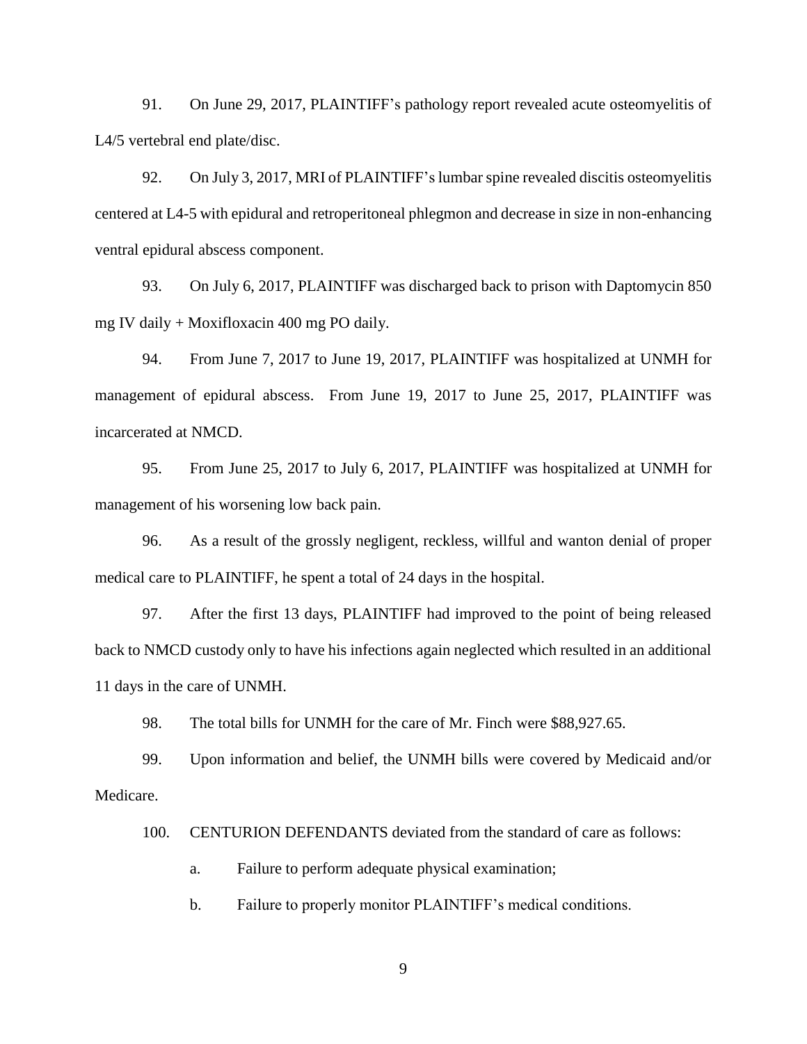91. On June 29, 2017, PLAINTIFF's pathology report revealed acute osteomyelitis of L4/5 vertebral end plate/disc.

92. On July 3, 2017, MRI of PLAINTIFF's lumbar spine revealed discitis osteomyelitis centered at L4-5 with epidural and retroperitoneal phlegmon and decrease in size in non-enhancing ventral epidural abscess component.

93. On July 6, 2017, PLAINTIFF was discharged back to prison with Daptomycin 850 mg IV daily + Moxifloxacin 400 mg PO daily.

94. From June 7, 2017 to June 19, 2017, PLAINTIFF was hospitalized at UNMH for management of epidural abscess. From June 19, 2017 to June 25, 2017, PLAINTIFF was incarcerated at NMCD.

95. From June 25, 2017 to July 6, 2017, PLAINTIFF was hospitalized at UNMH for management of his worsening low back pain.

96. As a result of the grossly negligent, reckless, willful and wanton denial of proper medical care to PLAINTIFF, he spent a total of 24 days in the hospital.

97. After the first 13 days, PLAINTIFF had improved to the point of being released back to NMCD custody only to have his infections again neglected which resulted in an additional 11 days in the care of UNMH.

98. The total bills for UNMH for the care of Mr. Finch were $88,927.65.

99. Upon information and belief, the UNMH bills were covered by Medicaid and/or Medicare.

100. CENTURION DEFENDANTS deviated from the standard of care as follows:

   a. Failure to perform adequate physical examination;

   b. Failure to properly monitor PLAINTIFF's medical conditions.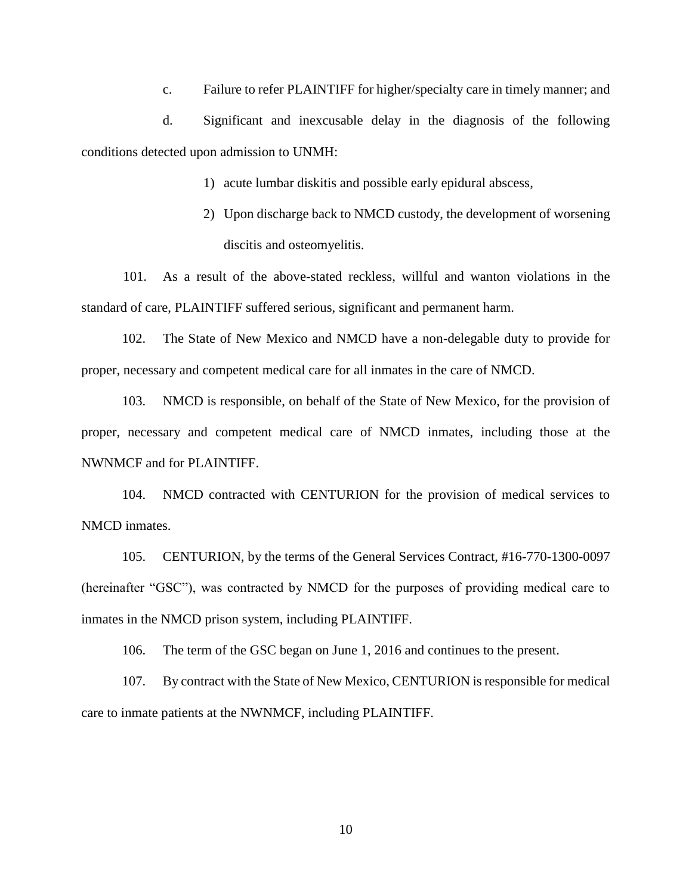c. Failure to refer PLAINTIFF for higher/specialty care in timely manner; and

d. Significant and inexcusable delay in the diagnosis of the following conditions detected upon admission to UNMH:

1) acute lumbar diskitis and possible early epidural abscess,
2) Upon discharge back to NMCD custody, the development of worsening discitis and osteomyelitis.

101. As a result of the above-stated reckless, willful and wanton violations in the standard of care, PLAINTIFF suffered serious, significant and permanent harm.

102. The State of New Mexico and NMCD have a non-delegable duty to provide for proper, necessary and competent medical care for all inmates in the care of NMCD.

103. NMCD is responsible, on behalf of the State of New Mexico, for the provision of proper, necessary and competent medical care of NMCD inmates, including those at the NWNMCF and for PLAINTIFF.

104. NMCD contracted with CENTURION for the provision of medical services to NMCD inmates.

105. CENTURION, by the terms of the General Services Contract, #16-770-1300-0097 (hereinafter "GSC"), was contracted by NMCD for the purposes of providing medical care to inmates in the NMCD prison system, including PLAINTIFF.

106. The term of the GSC began on June 1, 2016 and continues to the present.

107. By contract with the State of New Mexico, CENTURION is responsible for medical care to inmate patients at the NWNMCF, including PLAINTIFF.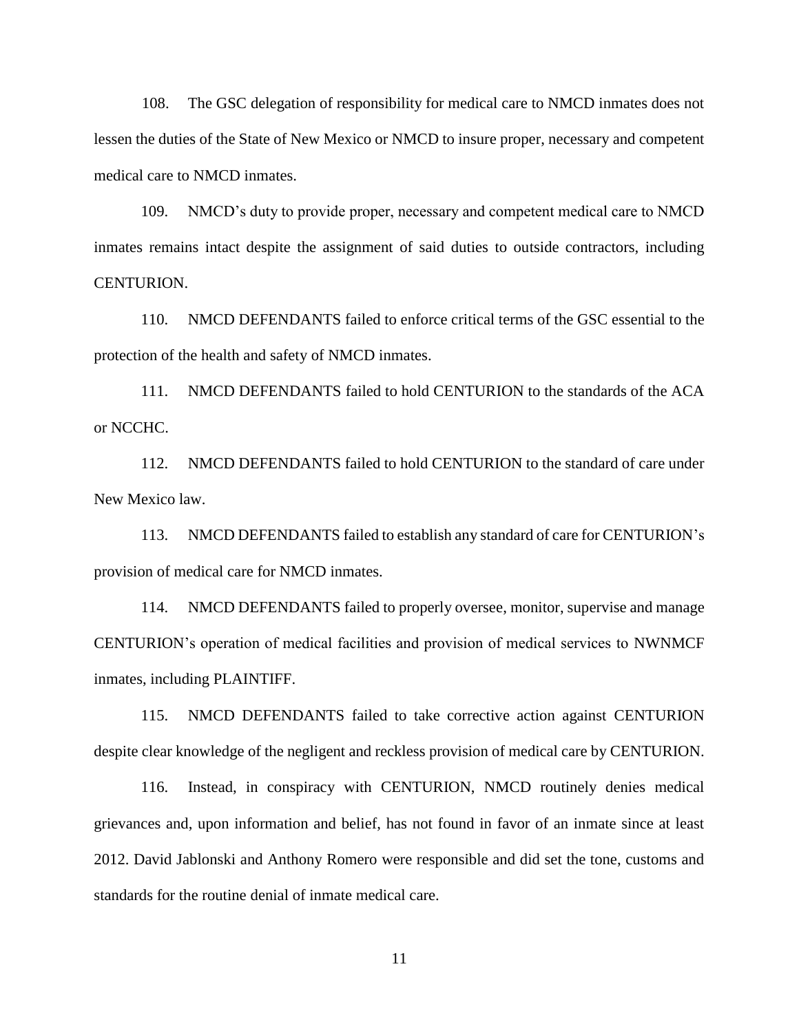108. The GSC delegation of responsibility for medical care to NMCD inmates does not lessen the duties of the State of New Mexico or NMCD to insure proper, necessary and competent medical care to NMCD inmates.

109. NMCD's duty to provide proper, necessary and competent medical care to NMCD inmates remains intact despite the assignment of said duties to outside contractors, including CENTURION.

110. NMCD DEFENDANTS failed to enforce critical terms of the GSC essential to the protection of the health and safety of NMCD inmates.

111. NMCD DEFENDANTS failed to hold CENTURION to the standards of the ACA or NCCHC.

112. NMCD DEFENDANTS failed to hold CENTURION to the standard of care under New Mexico law.

113. NMCD DEFENDANTS failed to establish any standard of care for CENTURION's provision of medical care for NMCD inmates.

114. NMCD DEFENDANTS failed to properly oversee, monitor, supervise and manage CENTURION's operation of medical facilities and provision of medical services to NWNMCF inmates, including PLAINTIFF.

115. NMCD DEFENDANTS failed to take corrective action against CENTURION despite clear knowledge of the negligent and reckless provision of medical care by CENTURION.

116. Instead, in conspiracy with CENTURION, NMCD routinely denies medical grievances and, upon information and belief, has not found in favor of an inmate since at least 2012. David Jablonski and Anthony Romero were responsible and did set the tone, customs and standards for the routine denial of inmate medical care.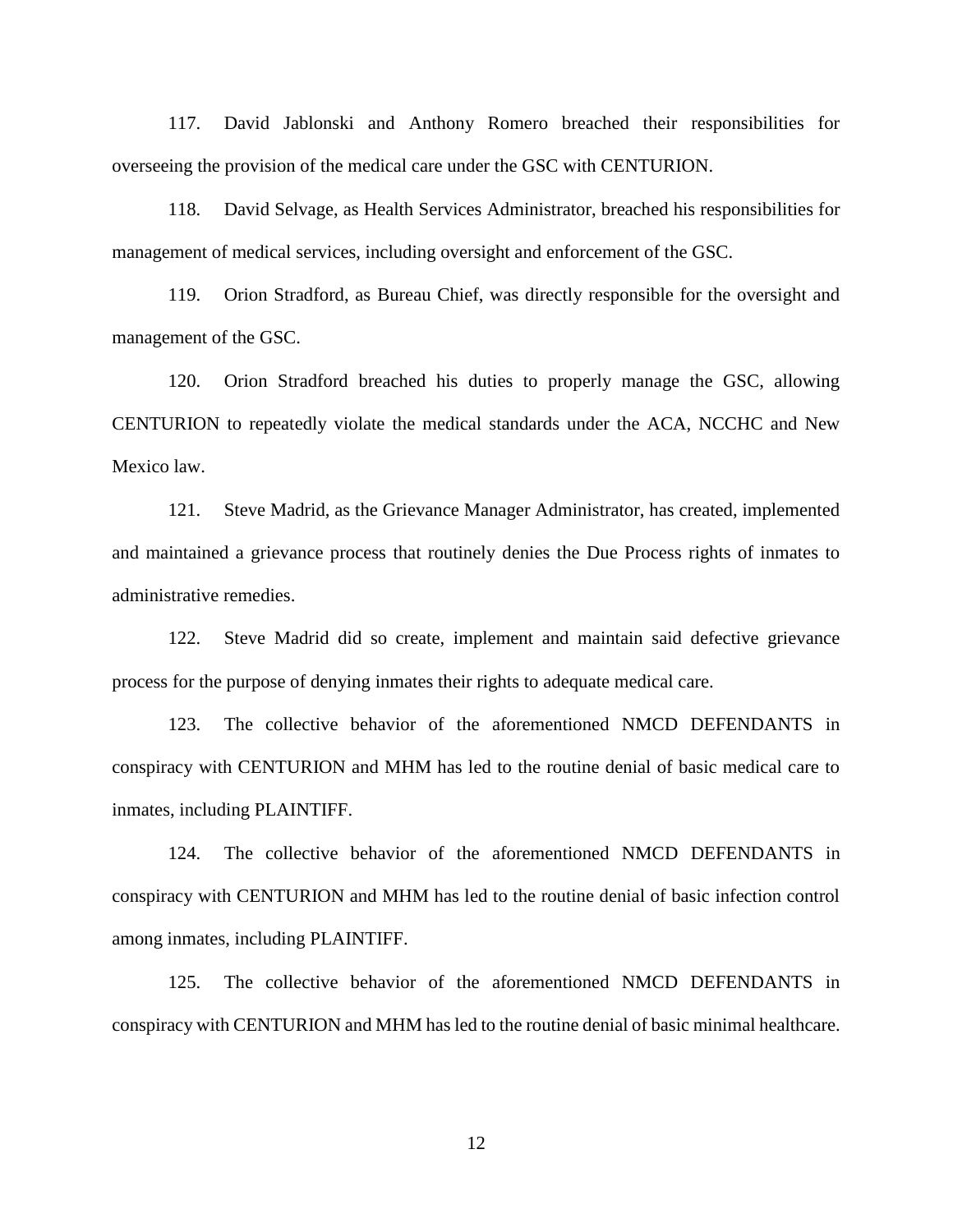117. David Jablonski and Anthony Romero breached their responsibilities for overseeing the provision of the medical care under the GSC with CENTURION.

118. David Selvage, as Health Services Administrator, breached his responsibilities for management of medical services, including oversight and enforcement of the GSC.

119. Orion Stradford, as Bureau Chief, was directly responsible for the oversight and management of the GSC.

120. Orion Stradford breached his duties to properly manage the GSC, allowing CENTURION to repeatedly violate the medical standards under the ACA, NCCHC and New Mexico law.

121. Steve Madrid, as the Grievance Manager Administrator, has created, implemented and maintained a grievance process that routinely denies the Due Process rights of inmates to administrative remedies.

122. Steve Madrid did so create, implement and maintain said defective grievance process for the purpose of denying inmates their rights to adequate medical care.

123. The collective behavior of the aforementioned NMCD DEFENDANTS in conspiracy with CENTURION and MHM has led to the routine denial of basic medical care to inmates, including PLAINTIFF.

124. The collective behavior of the aforementioned NMCD DEFENDANTS in conspiracy with CENTURION and MHM has led to the routine denial of basic infection control among inmates, including PLAINTIFF.

125. The collective behavior of the aforementioned NMCD DEFENDANTS in conspiracy with CENTURION and MHM has led to the routine denial of basic minimal healthcare.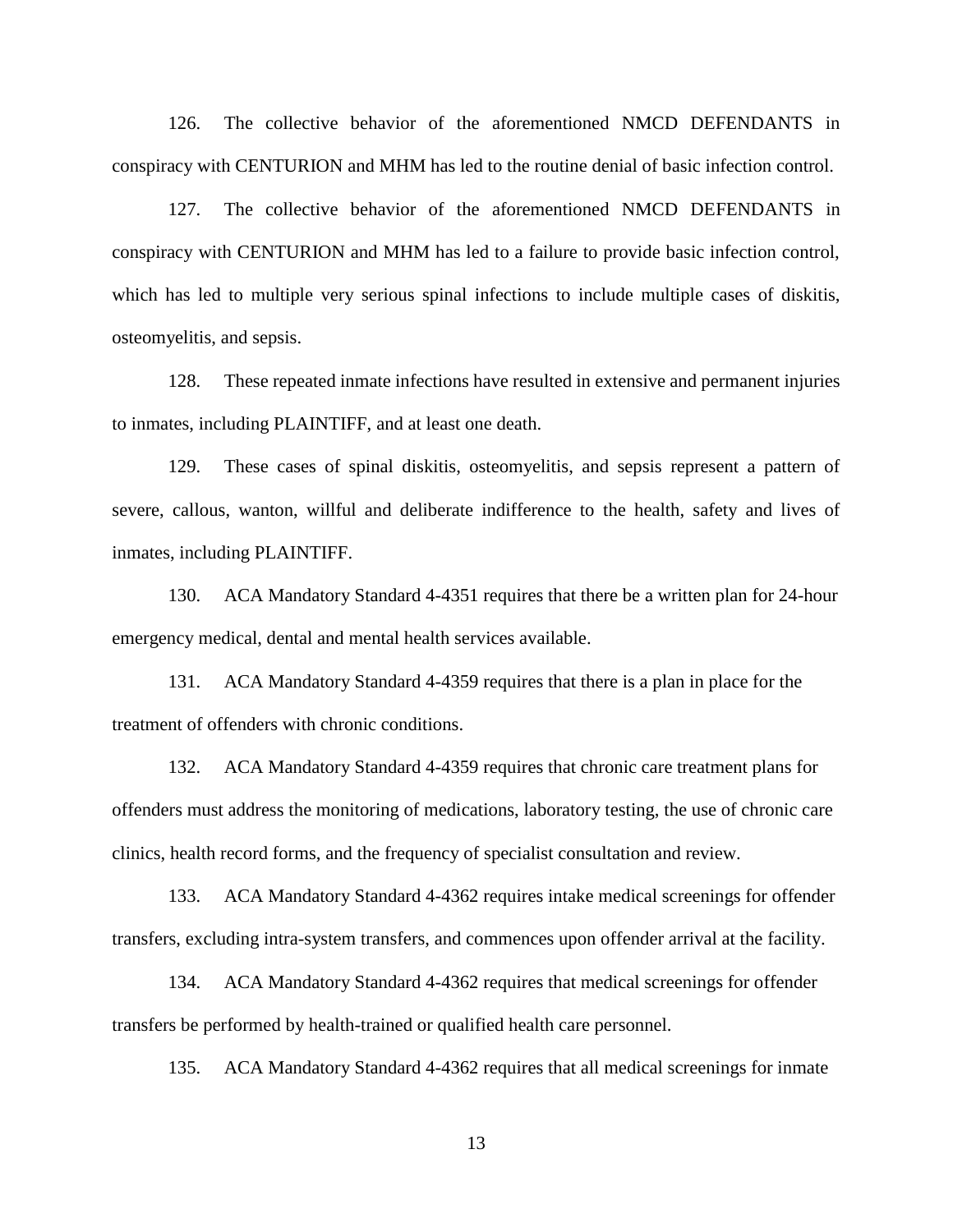126. The collective behavior of the aforementioned NMCD DEFENDANTS in conspiracy with CENTURION and MHM has led to the routine denial of basic infection control.

127. The collective behavior of the aforementioned NMCD DEFENDANTS in conspiracy with CENTURION and MHM has led to a failure to provide basic infection control, which has led to multiple very serious spinal infections to include multiple cases of diskitis, osteomyelitis, and sepsis.

128. These repeated inmate infections have resulted in extensive and permanent injuries to inmates, including PLAINTIFF, and at least one death.

129. These cases of spinal diskitis, osteomyelitis, and sepsis represent a pattern of severe, callous, wanton, willful and deliberate indifference to the health, safety and lives of inmates, including PLAINTIFF.

130. ACA Mandatory Standard 4-4351 requires that there be a written plan for 24-hour emergency medical, dental and mental health services available.

131. ACA Mandatory Standard 4-4359 requires that there is a plan in place for the treatment of offenders with chronic conditions.

132. ACA Mandatory Standard 4-4359 requires that chronic care treatment plans for offenders must address the monitoring of medications, laboratory testing, the use of chronic care clinics, health record forms, and the frequency of specialist consultation and review.

133. ACA Mandatory Standard 4-4362 requires intake medical screenings for offender transfers, excluding intra-system transfers, and commences upon offender arrival at the facility.

134. ACA Mandatory Standard 4-4362 requires that medical screenings for offender transfers be performed by health-trained or qualified health care personnel.

135. ACA Mandatory Standard 4-4362 requires that all medical screenings for inmate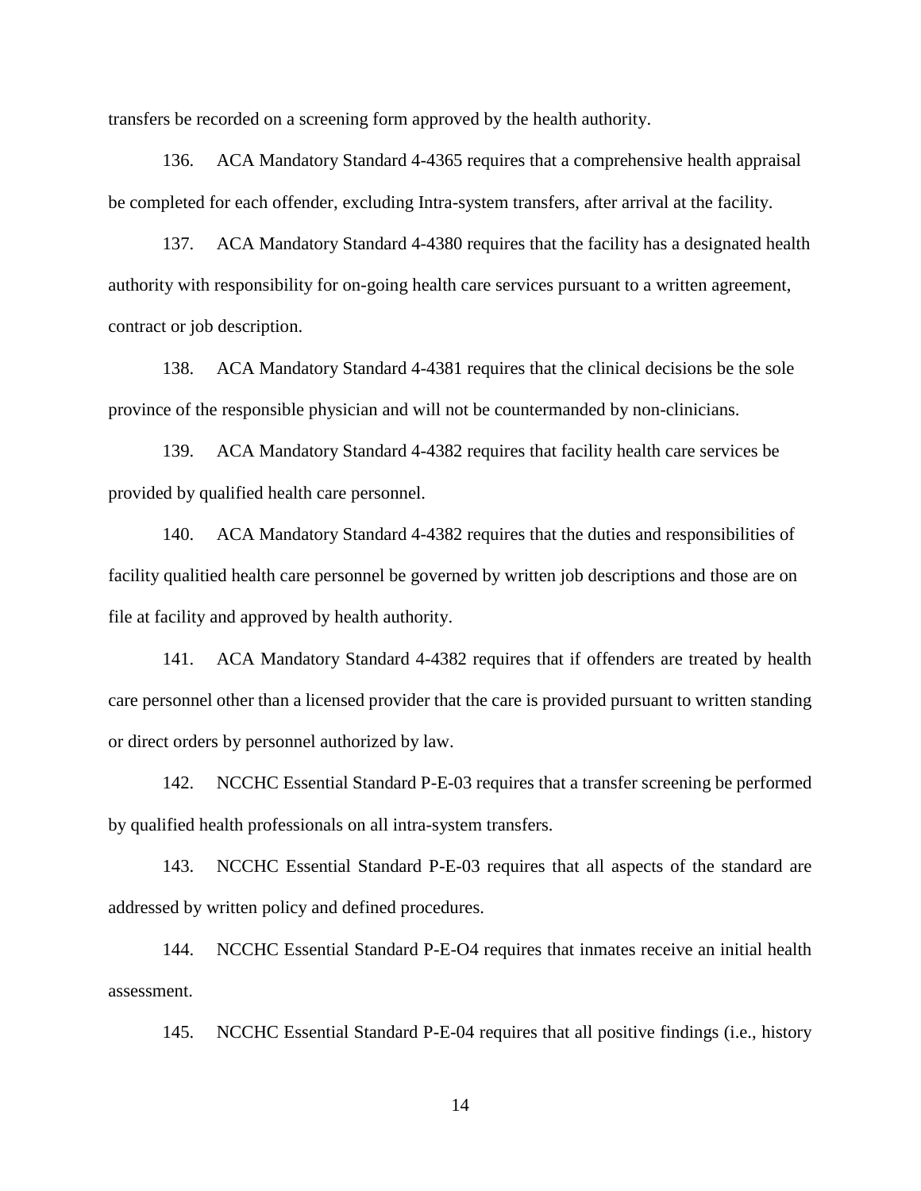transfers be recorded on a screening form approved by the health authority.

136. ACA Mandatory Standard 4-4365 requires that a comprehensive health appraisal be completed for each offender, excluding Intra-system transfers, after arrival at the facility.

137. ACA Mandatory Standard 4-4380 requires that the facility has a designated health authority with responsibility for on-going health care services pursuant to a written agreement, contract or job description.

138. ACA Mandatory Standard 4-4381 requires that the clinical decisions be the sole province of the responsible physician and will not be countermanded by non-clinicians.

139. ACA Mandatory Standard 4-4382 requires that facility health care services be provided by qualified health care personnel.

140. ACA Mandatory Standard 4-4382 requires that the duties and responsibilities of facility qualitied health care personnel be governed by written job descriptions and those are on file at facility and approved by health authority.

141. ACA Mandatory Standard 4-4382 requires that if offenders are treated by health care personnel other than a licensed provider that the care is provided pursuant to written standing or direct orders by personnel authorized by law.

142. NCCHC Essential Standard P-E-03 requires that a transfer screening be performed by qualified health professionals on all intra-system transfers.

143. NCCHC Essential Standard P-E-03 requires that all aspects of the standard are addressed by written policy and defined procedures.

144. NCCHC Essential Standard P-E-O4 requires that inmates receive an initial health assessment.

145. NCCHC Essential Standard P-E-04 requires that all positive findings (i.e., history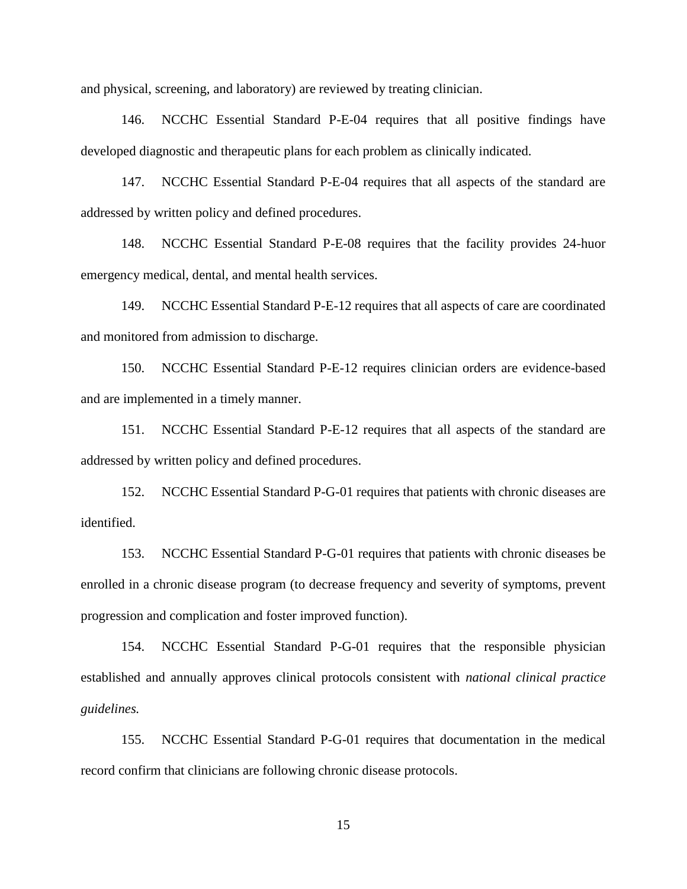and physical, screening, and laboratory) are reviewed by treating clinician.

146. NCCHC Essential Standard P-E-04 requires that all positive findings have developed diagnostic and therapeutic plans for each problem as clinically indicated.

147. NCCHC Essential Standard P-E-04 requires that all aspects of the standard are addressed by written policy and defined procedures.

148. NCCHC Essential Standard P-E-08 requires that the facility provides 24-huor emergency medical, dental, and mental health services.

149. NCCHC Essential Standard P-E-12 requires that all aspects of care are coordinated and monitored from admission to discharge.

150. NCCHC Essential Standard P-E-12 requires clinician orders are evidence-based and are implemented in a timely manner.

151. NCCHC Essential Standard P-E-12 requires that all aspects of the standard are addressed by written policy and defined procedures.

152. NCCHC Essential Standard P-G-01 requires that patients with chronic diseases are identified.

153. NCCHC Essential Standard P-G-01 requires that patients with chronic diseases be enrolled in a chronic disease program (to decrease frequency and severity of symptoms, prevent progression and complication and foster improved function).

154. NCCHC Essential Standard P-G-01 requires that the responsible physician established and annually approves clinical protocols consistent with *national clinical practice guidelines.*

155. NCCHC Essential Standard P-G-01 requires that documentation in the medical record confirm that clinicians are following chronic disease protocols.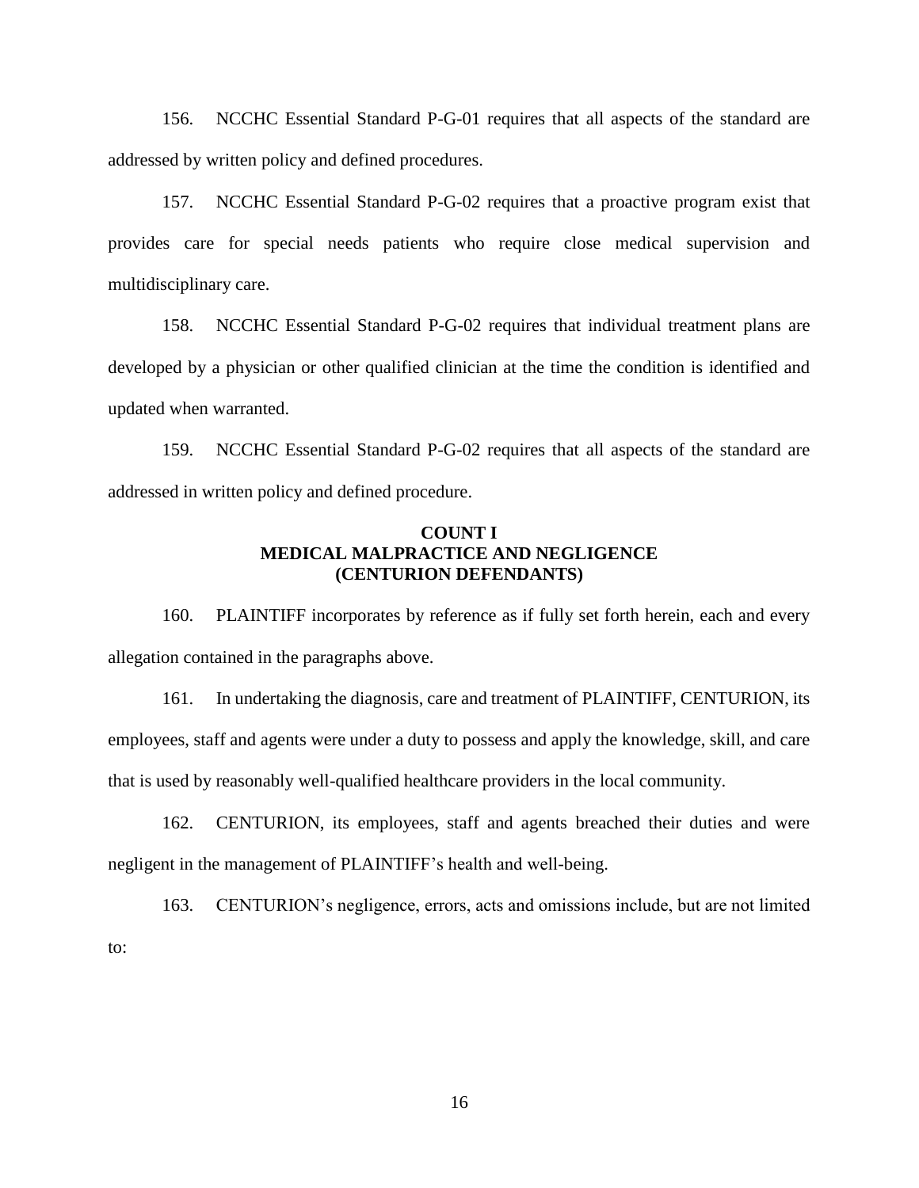156. NCCHC Essential Standard P-G-01 requires that all aspects of the standard are addressed by written policy and defined procedures.

157. NCCHC Essential Standard P-G-02 requires that a proactive program exist that provides care for special needs patients who require close medical supervision and multidisciplinary care.

158. NCCHC Essential Standard P-G-02 requires that individual treatment plans are developed by a physician or other qualified clinician at the time the condition is identified and updated when warranted.

159. NCCHC Essential Standard P-G-02 requires that all aspects of the standard are addressed in written policy and defined procedure.

## COUNT I
## MEDICAL MALPRACTICE AND NEGLIGENCE
## (CENTURION DEFENDANTS)

160. PLAINTIFF incorporates by reference as if fully set forth herein, each and every allegation contained in the paragraphs above.

161. In undertaking the diagnosis, care and treatment of PLAINTIFF, CENTURION, its employees, staff and agents were under a duty to possess and apply the knowledge, skill, and care that is used by reasonably well-qualified healthcare providers in the local community.

162. CENTURION, its employees, staff and agents breached their duties and were negligent in the management of PLAINTIFF's health and well-being.

163. CENTURION's negligence, errors, acts and omissions include, but are not limited to: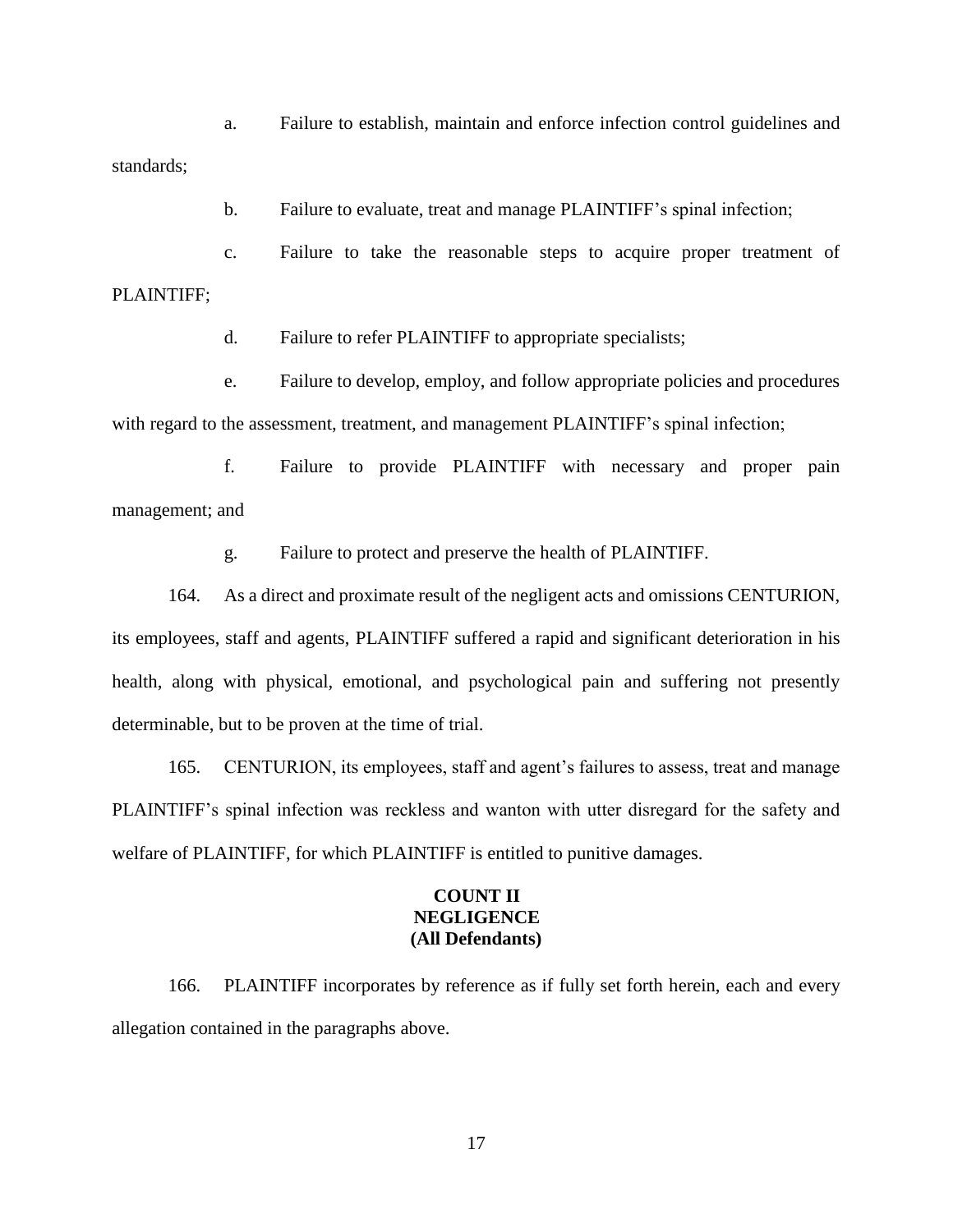a. Failure to establish, maintain and enforce infection control guidelines and standards;

b. Failure to evaluate, treat and manage PLAINTIFF's spinal infection;

c. Failure to take the reasonable steps to acquire proper treatment of PLAINTIFF;

d. Failure to refer PLAINTIFF to appropriate specialists;

e. Failure to develop, employ, and follow appropriate policies and procedures with regard to the assessment, treatment, and management PLAINTIFF's spinal infection;

f. Failure to provide PLAINTIFF with necessary and proper pain management; and

g. Failure to protect and preserve the health of PLAINTIFF.

164. As a direct and proximate result of the negligent acts and omissions CENTURION, its employees, staff and agents, PLAINTIFF suffered a rapid and significant deterioration in his health, along with physical, emotional, and psychological pain and suffering not presently determinable, but to be proven at the time of trial.

165. CENTURION, its employees, staff and agent's failures to assess, treat and manage PLAINTIFF's spinal infection was reckless and wanton with utter disregard for the safety and welfare of PLAINTIFF, for which PLAINTIFF is entitled to punitive damages.

**COUNT II**
**NEGLIGENCE**
**(All Defendants)**

166. PLAINTIFF incorporates by reference as if fully set forth herein, each and every allegation contained in the paragraphs above.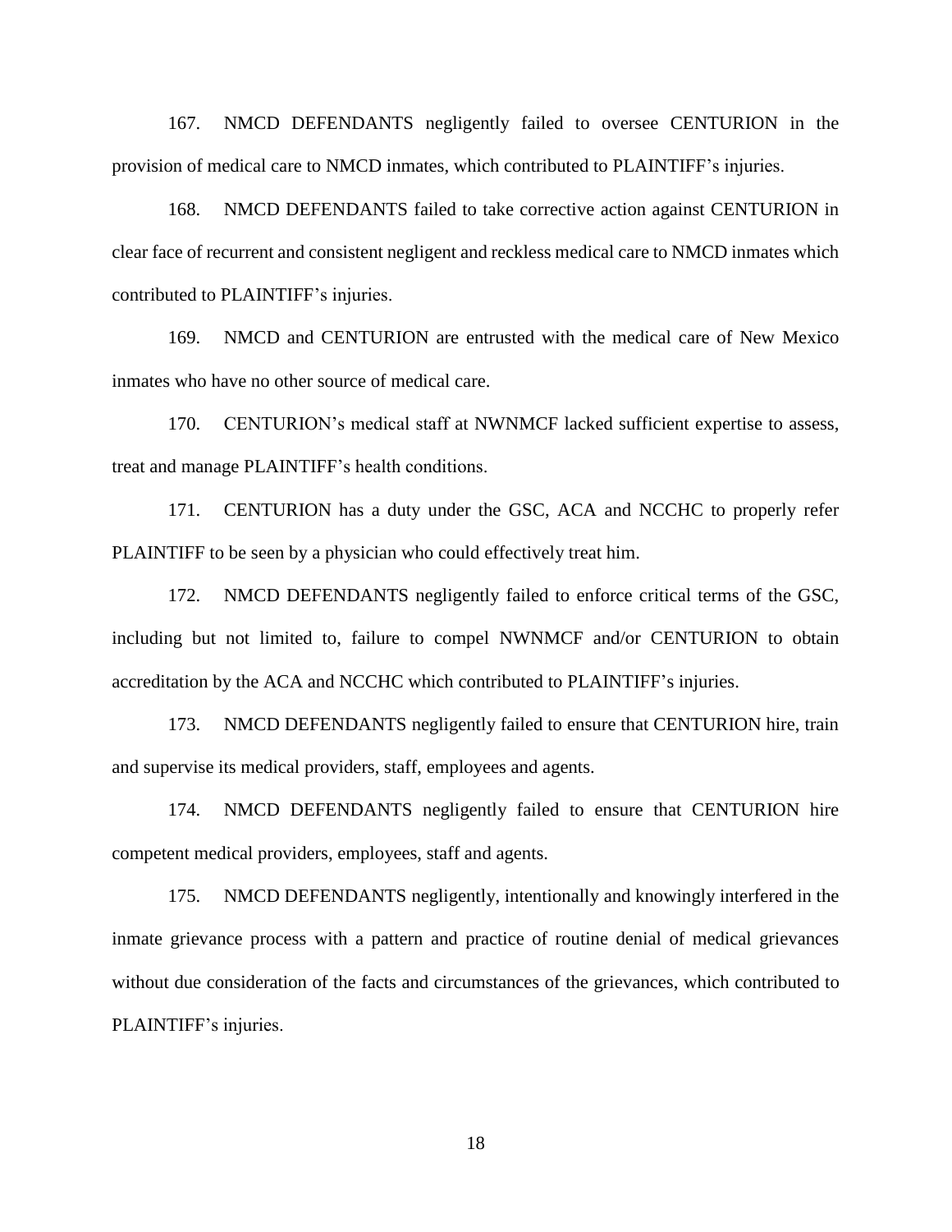167. NMCD DEFENDANTS negligently failed to oversee CENTURION in the provision of medical care to NMCD inmates, which contributed to PLAINTIFF's injuries.

168. NMCD DEFENDANTS failed to take corrective action against CENTURION in clear face of recurrent and consistent negligent and reckless medical care to NMCD inmates which contributed to PLAINTIFF's injuries.

169. NMCD and CENTURION are entrusted with the medical care of New Mexico inmates who have no other source of medical care.

170. CENTURION's medical staff at NWNMCF lacked sufficient expertise to assess, treat and manage PLAINTIFF's health conditions.

171. CENTURION has a duty under the GSC, ACA and NCCHC to properly refer PLAINTIFF to be seen by a physician who could effectively treat him.

172. NMCD DEFENDANTS negligently failed to enforce critical terms of the GSC, including but not limited to, failure to compel NWNMCF and/or CENTURION to obtain accreditation by the ACA and NCCHC which contributed to PLAINTIFF's injuries.

173. NMCD DEFENDANTS negligently failed to ensure that CENTURION hire, train and supervise its medical providers, staff, employees and agents.

174. NMCD DEFENDANTS negligently failed to ensure that CENTURION hire competent medical providers, employees, staff and agents.

175. NMCD DEFENDANTS negligently, intentionally and knowingly interfered in the inmate grievance process with a pattern and practice of routine denial of medical grievances without due consideration of the facts and circumstances of the grievances, which contributed to PLAINTIFF's injuries.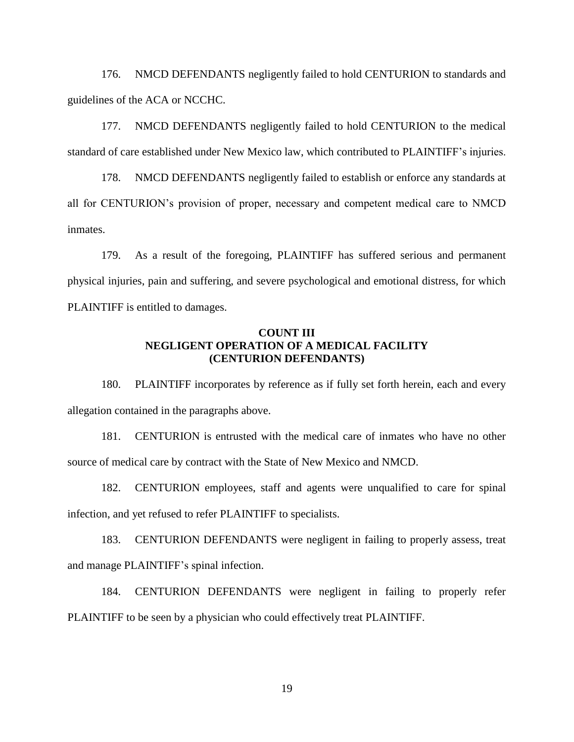176. NMCD DEFENDANTS negligently failed to hold CENTURION to standards and guidelines of the ACA or NCCHC.

177. NMCD DEFENDANTS negligently failed to hold CENTURION to the medical standard of care established under New Mexico law, which contributed to PLAINTIFF's injuries.

178. NMCD DEFENDANTS negligently failed to establish or enforce any standards at all for CENTURION's provision of proper, necessary and competent medical care to NMCD inmates.

179. As a result of the foregoing, PLAINTIFF has suffered serious and permanent physical injuries, pain and suffering, and severe psychological and emotional distress, for which PLAINTIFF is entitled to damages.

**COUNT III**
**NEGLIGENT OPERATION OF A MEDICAL FACILITY**
**(CENTURION DEFENDANTS)**

180. PLAINTIFF incorporates by reference as if fully set forth herein, each and every allegation contained in the paragraphs above.

181. CENTURION is entrusted with the medical care of inmates who have no other source of medical care by contract with the State of New Mexico and NMCD.

182. CENTURION employees, staff and agents were unqualified to care for spinal infection, and yet refused to refer PLAINTIFF to specialists.

183. CENTURION DEFENDANTS were negligent in failing to properly assess, treat and manage PLAINTIFF's spinal infection.

184. CENTURION DEFENDANTS were negligent in failing to properly refer PLAINTIFF to be seen by a physician who could effectively treat PLAINTIFF.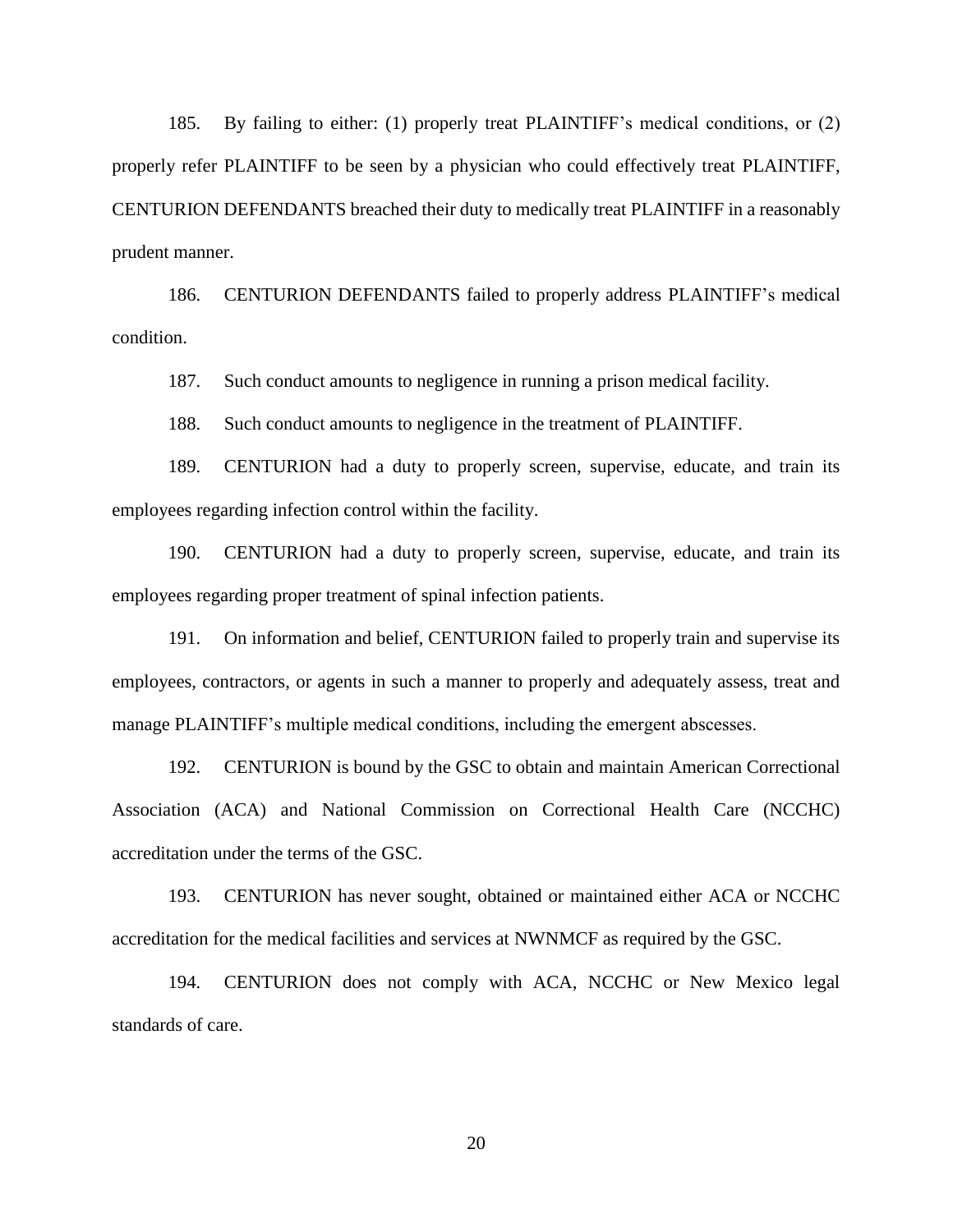185. By failing to either: (1) properly treat PLAINTIFF's medical conditions, or (2) properly refer PLAINTIFF to be seen by a physician who could effectively treat PLAINTIFF, CENTURION DEFENDANTS breached their duty to medically treat PLAINTIFF in a reasonably prudent manner.

186. CENTURION DEFENDANTS failed to properly address PLAINTIFF's medical condition.

187. Such conduct amounts to negligence in running a prison medical facility.

188. Such conduct amounts to negligence in the treatment of PLAINTIFF.

189. CENTURION had a duty to properly screen, supervise, educate, and train its employees regarding infection control within the facility.

190. CENTURION had a duty to properly screen, supervise, educate, and train its employees regarding proper treatment of spinal infection patients.

191. On information and belief, CENTURION failed to properly train and supervise its employees, contractors, or agents in such a manner to properly and adequately assess, treat and manage PLAINTIFF's multiple medical conditions, including the emergent abscesses.

192. CENTURION is bound by the GSC to obtain and maintain American Correctional Association (ACA) and National Commission on Correctional Health Care (NCCHC) accreditation under the terms of the GSC.

193. CENTURION has never sought, obtained or maintained either ACA or NCCHC accreditation for the medical facilities and services at NWNMCF as required by the GSC.

194. CENTURION does not comply with ACA, NCCHC or New Mexico legal standards of care.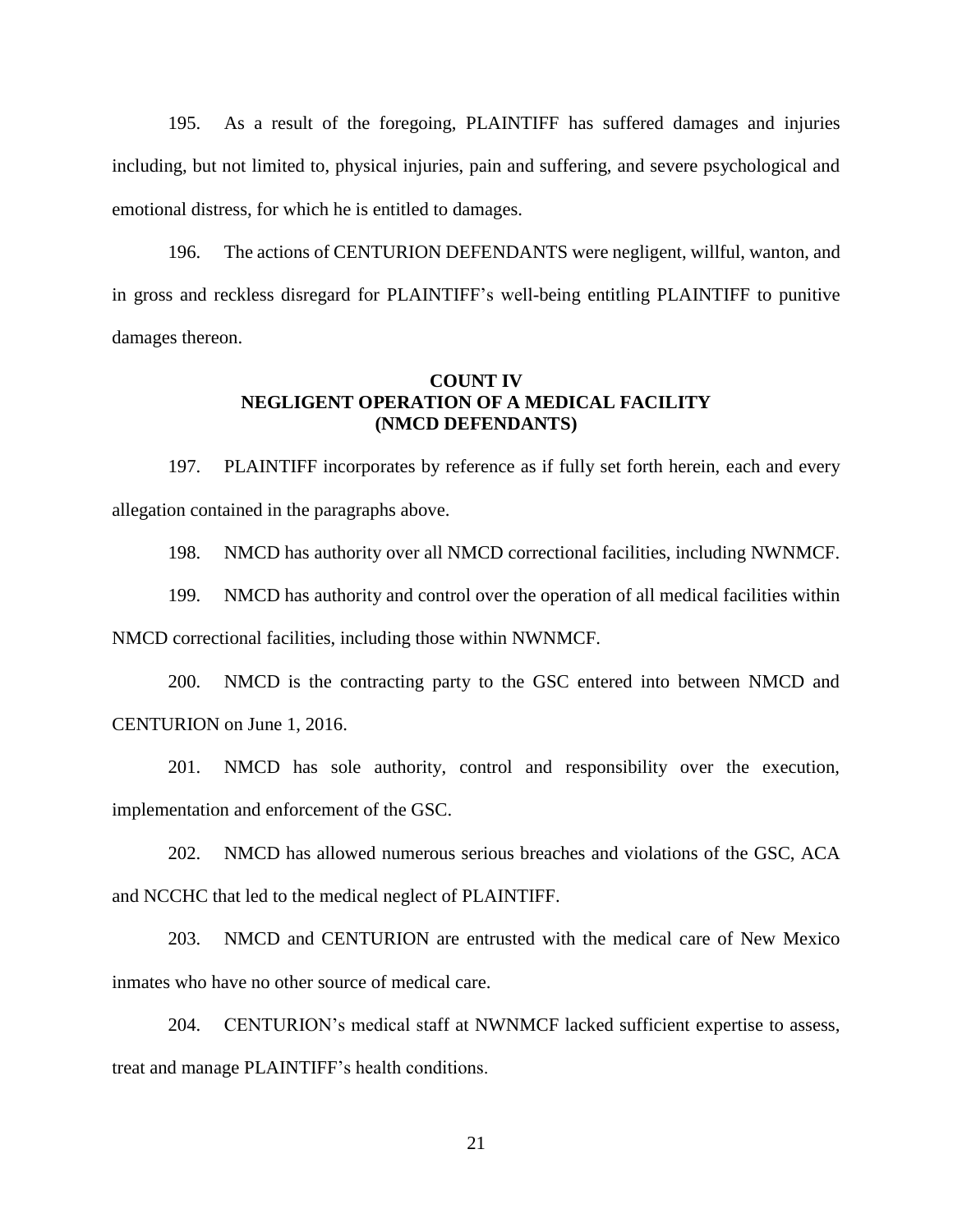195. As a result of the foregoing, PLAINTIFF has suffered damages and injuries including, but not limited to, physical injuries, pain and suffering, and severe psychological and emotional distress, for which he is entitled to damages.

196. The actions of CENTURION DEFENDANTS were negligent, willful, wanton, and in gross and reckless disregard for PLAINTIFF's well-being entitling PLAINTIFF to punitive damages thereon.

**COUNT IV**
**NEGLIGENT OPERATION OF A MEDICAL FACILITY**
**(NMCD DEFENDANTS)**

197. PLAINTIFF incorporates by reference as if fully set forth herein, each and every allegation contained in the paragraphs above.

198. NMCD has authority over all NMCD correctional facilities, including NWNMCF.

199. NMCD has authority and control over the operation of all medical facilities within NMCD correctional facilities, including those within NWNMCF.

200. NMCD is the contracting party to the GSC entered into between NMCD and CENTURION on June 1, 2016.

201. NMCD has sole authority, control and responsibility over the execution, implementation and enforcement of the GSC.

202. NMCD has allowed numerous serious breaches and violations of the GSC, ACA and NCCHC that led to the medical neglect of PLAINTIFF.

203. NMCD and CENTURION are entrusted with the medical care of New Mexico inmates who have no other source of medical care.

204. CENTURION's medical staff at NWNMCF lacked sufficient expertise to assess, treat and manage PLAINTIFF's health conditions.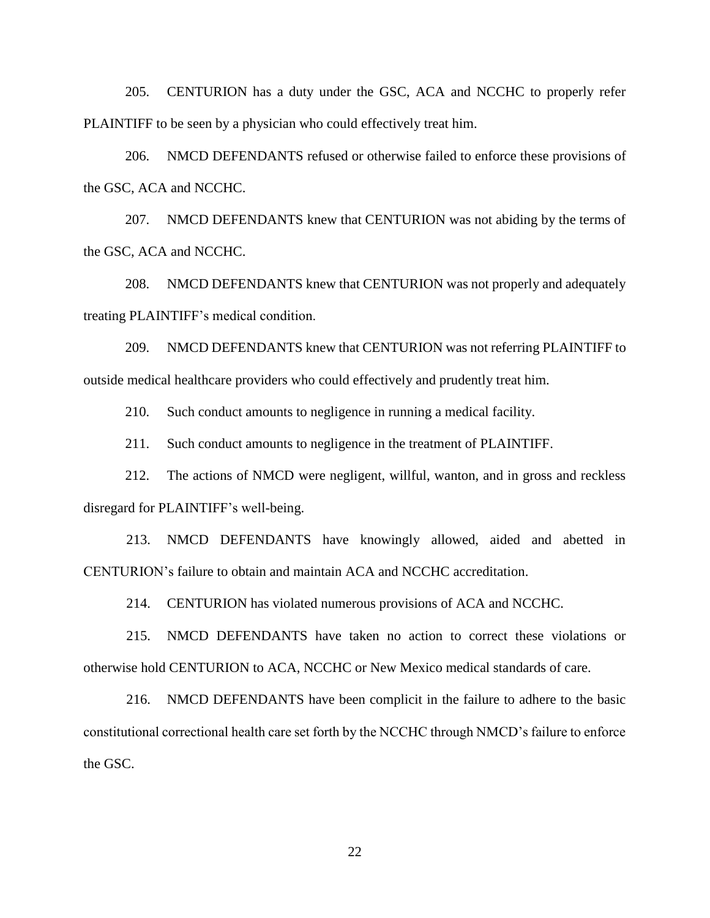205. CENTURION has a duty under the GSC, ACA and NCCHC to properly refer PLAINTIFF to be seen by a physician who could effectively treat him.

206. NMCD DEFENDANTS refused or otherwise failed to enforce these provisions of the GSC, ACA and NCCHC.

207. NMCD DEFENDANTS knew that CENTURION was not abiding by the terms of the GSC, ACA and NCCHC.

208. NMCD DEFENDANTS knew that CENTURION was not properly and adequately treating PLAINTIFF's medical condition.

209. NMCD DEFENDANTS knew that CENTURION was not referring PLAINTIFF to outside medical healthcare providers who could effectively and prudently treat him.

210. Such conduct amounts to negligence in running a medical facility.

211. Such conduct amounts to negligence in the treatment of PLAINTIFF.

212. The actions of NMCD were negligent, willful, wanton, and in gross and reckless disregard for PLAINTIFF's well-being.

213. NMCD DEFENDANTS have knowingly allowed, aided and abetted in CENTURION's failure to obtain and maintain ACA and NCCHC accreditation.

214. CENTURION has violated numerous provisions of ACA and NCCHC.

215. NMCD DEFENDANTS have taken no action to correct these violations or otherwise hold CENTURION to ACA, NCCHC or New Mexico medical standards of care.

216. NMCD DEFENDANTS have been complicit in the failure to adhere to the basic constitutional correctional health care set forth by the NCCHC through NMCD's failure to enforce the GSC.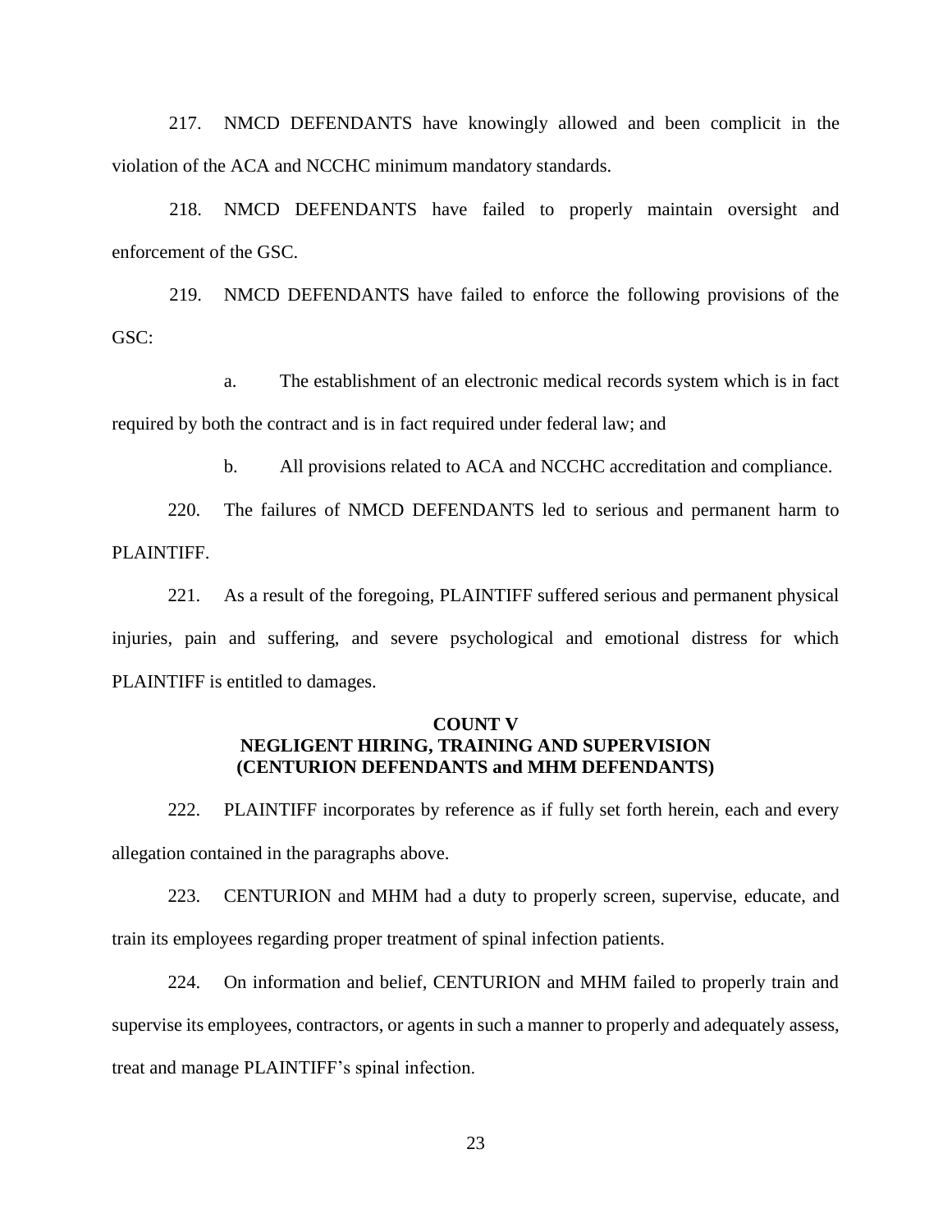217. NMCD DEFENDANTS have knowingly allowed and been complicit in the violation of the ACA and NCCHC minimum mandatory standards.

218. NMCD DEFENDANTS have failed to properly maintain oversight and enforcement of the GSC.

219. NMCD DEFENDANTS have failed to enforce the following provisions of the GSC:

a. The establishment of an electronic medical records system which is in fact required by both the contract and is in fact required under federal law; and

b. All provisions related to ACA and NCCHC accreditation and compliance.

220. The failures of NMCD DEFENDANTS led to serious and permanent harm to PLAINTIFF.

221. As a result of the foregoing, PLAINTIFF suffered serious and permanent physical injuries, pain and suffering, and severe psychological and emotional distress for which PLAINTIFF is entitled to damages.

## COUNT V
## NEGLIGENT HIRING, TRAINING AND SUPERVISION
## (CENTURION DEFENDANTS and MHM DEFENDANTS)

222. PLAINTIFF incorporates by reference as if fully set forth herein, each and every allegation contained in the paragraphs above.

223. CENTURION and MHM had a duty to properly screen, supervise, educate, and train its employees regarding proper treatment of spinal infection patients.

224. On information and belief, CENTURION and MHM failed to properly train and supervise its employees, contractors, or agents in such a manner to properly and adequately assess, treat and manage PLAINTIFF's spinal infection.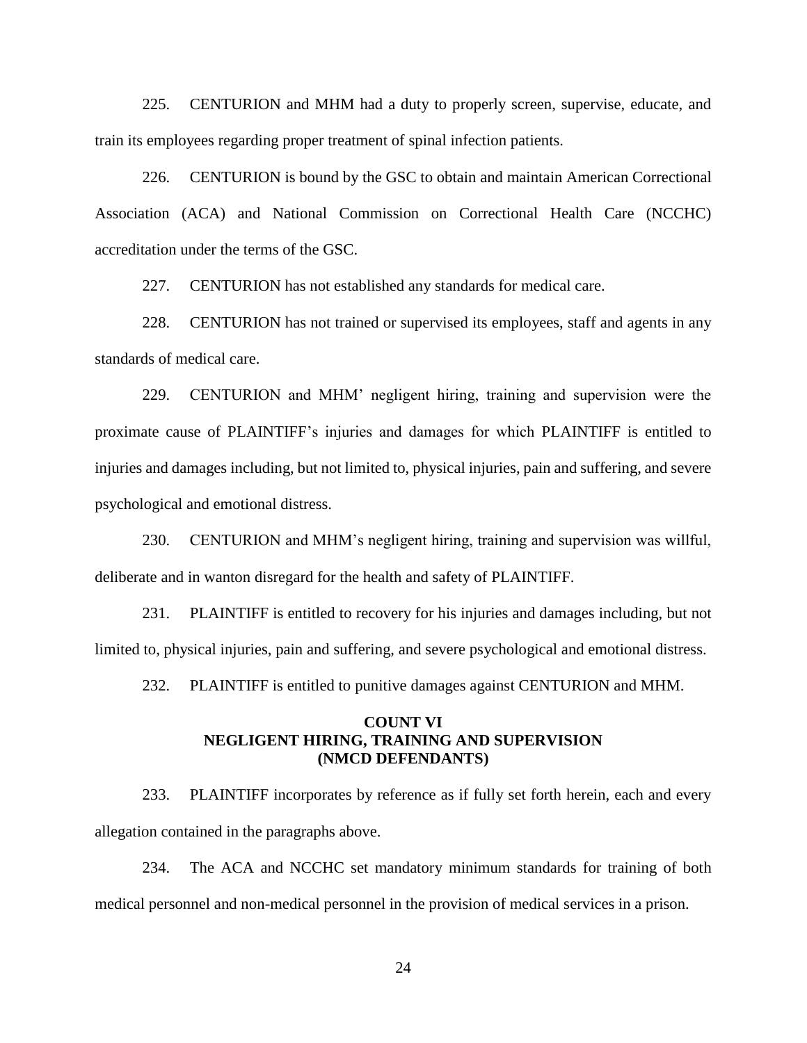225. CENTURION and MHM had a duty to properly screen, supervise, educate, and train its employees regarding proper treatment of spinal infection patients.

226. CENTURION is bound by the GSC to obtain and maintain American Correctional Association (ACA) and National Commission on Correctional Health Care (NCCHC) accreditation under the terms of the GSC.

227. CENTURION has not established any standards for medical care.

228. CENTURION has not trained or supervised its employees, staff and agents in any standards of medical care.

229. CENTURION and MHM' negligent hiring, training and supervision were the proximate cause of PLAINTIFF's injuries and damages for which PLAINTIFF is entitled to injuries and damages including, but not limited to, physical injuries, pain and suffering, and severe psychological and emotional distress.

230. CENTURION and MHM's negligent hiring, training and supervision was willful, deliberate and in wanton disregard for the health and safety of PLAINTIFF.

231. PLAINTIFF is entitled to recovery for his injuries and damages including, but not limited to, physical injuries, pain and suffering, and severe psychological and emotional distress.

232. PLAINTIFF is entitled to punitive damages against CENTURION and MHM.

**COUNT VI**
**NEGLIGENT HIRING, TRAINING AND SUPERVISION**
**(NMCD DEFENDANTS)**

233. PLAINTIFF incorporates by reference as if fully set forth herein, each and every allegation contained in the paragraphs above.

234. The ACA and NCCHC set mandatory minimum standards for training of both medical personnel and non-medical personnel in the provision of medical services in a prison.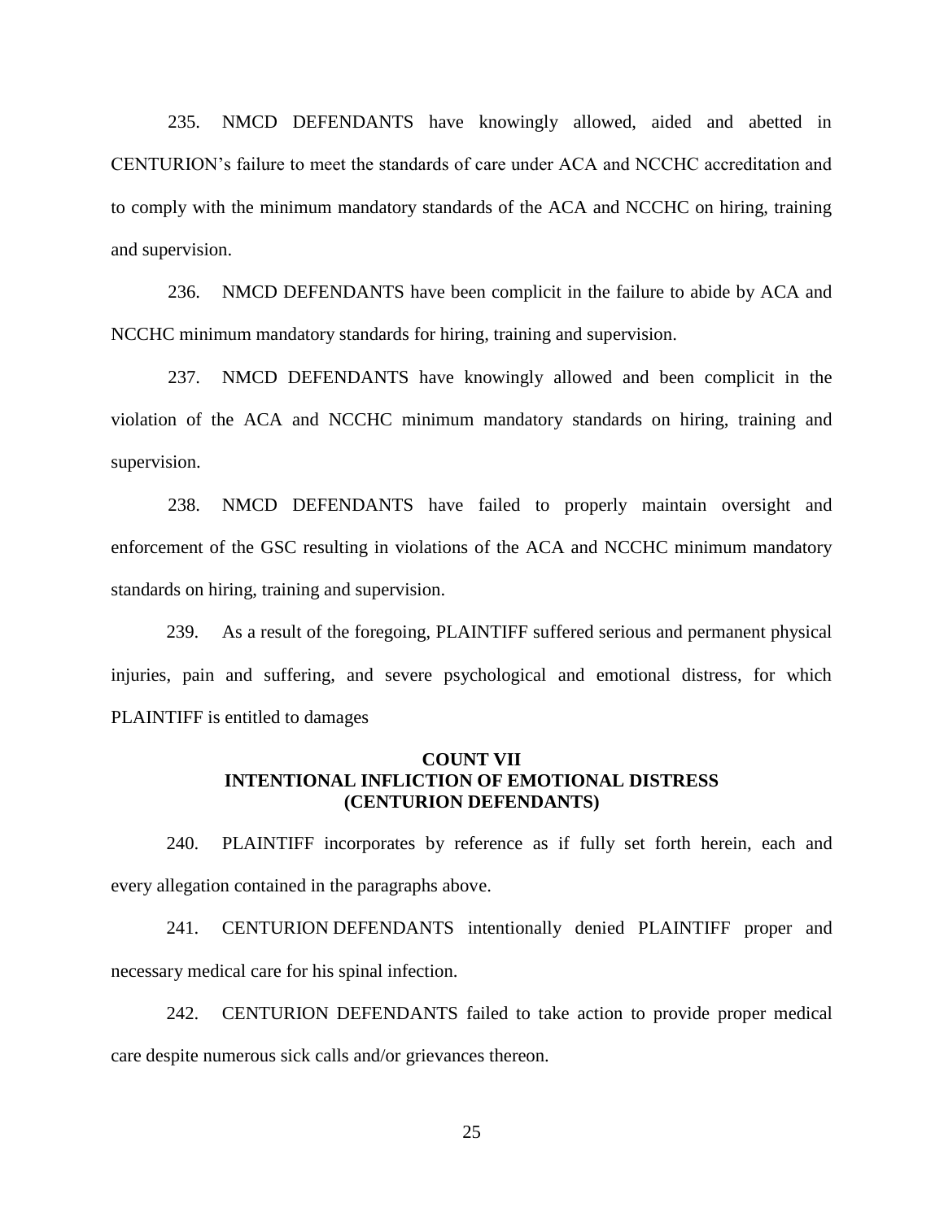235. NMCD DEFENDANTS have knowingly allowed, aided and abetted in CENTURION's failure to meet the standards of care under ACA and NCCHC accreditation and to comply with the minimum mandatory standards of the ACA and NCCHC on hiring, training and supervision.

236. NMCD DEFENDANTS have been complicit in the failure to abide by ACA and NCCHC minimum mandatory standards for hiring, training and supervision.

237. NMCD DEFENDANTS have knowingly allowed and been complicit in the violation of the ACA and NCCHC minimum mandatory standards on hiring, training and supervision.

238. NMCD DEFENDANTS have failed to properly maintain oversight and enforcement of the GSC resulting in violations of the ACA and NCCHC minimum mandatory standards on hiring, training and supervision.

239. As a result of the foregoing, PLAINTIFF suffered serious and permanent physical injuries, pain and suffering, and severe psychological and emotional distress, for which PLAINTIFF is entitled to damages

## COUNT VII
## INTENTIONAL INFLICTION OF EMOTIONAL DISTRESS
## (CENTURION DEFENDANTS)

240. PLAINTIFF incorporates by reference as if fully set forth herein, each and every allegation contained in the paragraphs above.

241. CENTURION DEFENDANTS intentionally denied PLAINTIFF proper and necessary medical care for his spinal infection.

242. CENTURION DEFENDANTS failed to take action to provide proper medical care despite numerous sick calls and/or grievances thereon.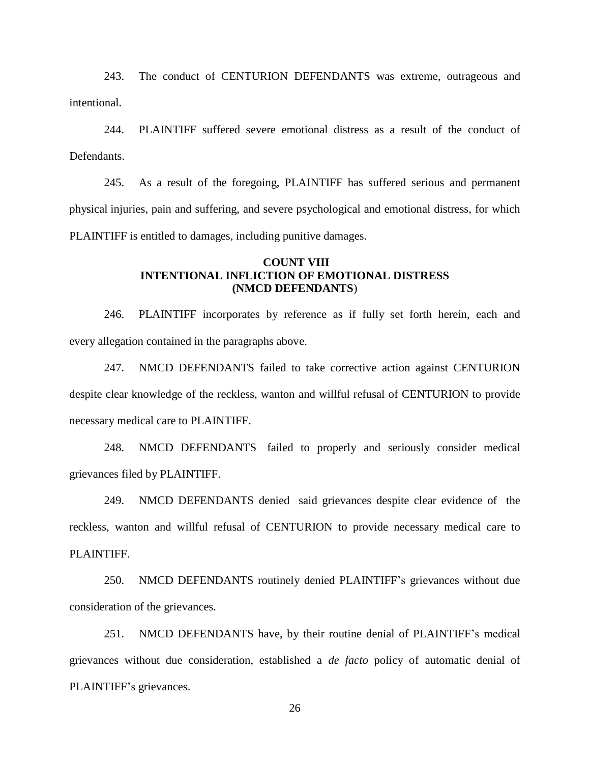243. The conduct of CENTURION DEFENDANTS was extreme, outrageous and intentional.

244. PLAINTIFF suffered severe emotional distress as a result of the conduct of Defendants.

245. As a result of the foregoing, PLAINTIFF has suffered serious and permanent physical injuries, pain and suffering, and severe psychological and emotional distress, for which PLAINTIFF is entitled to damages, including punitive damages.

**COUNT VIII**
**INTENTIONAL INFLICTION OF EMOTIONAL DISTRESS**
**(NMCD DEFENDANTS)**

246. PLAINTIFF incorporates by reference as if fully set forth herein, each and every allegation contained in the paragraphs above.

247. NMCD DEFENDANTS failed to take corrective action against CENTURION despite clear knowledge of the reckless, wanton and willful refusal of CENTURION to provide necessary medical care to PLAINTIFF.

248. NMCD DEFENDANTS failed to properly and seriously consider medical grievances filed by PLAINTIFF.

249. NMCD DEFENDANTS denied said grievances despite clear evidence of the reckless, wanton and willful refusal of CENTURION to provide necessary medical care to PLAINTIFF.

250. NMCD DEFENDANTS routinely denied PLAINTIFF's grievances without due consideration of the grievances.

251. NMCD DEFENDANTS have, by their routine denial of PLAINTIFF's medical grievances without due consideration, established a *de facto* policy of automatic denial of PLAINTIFF's grievances.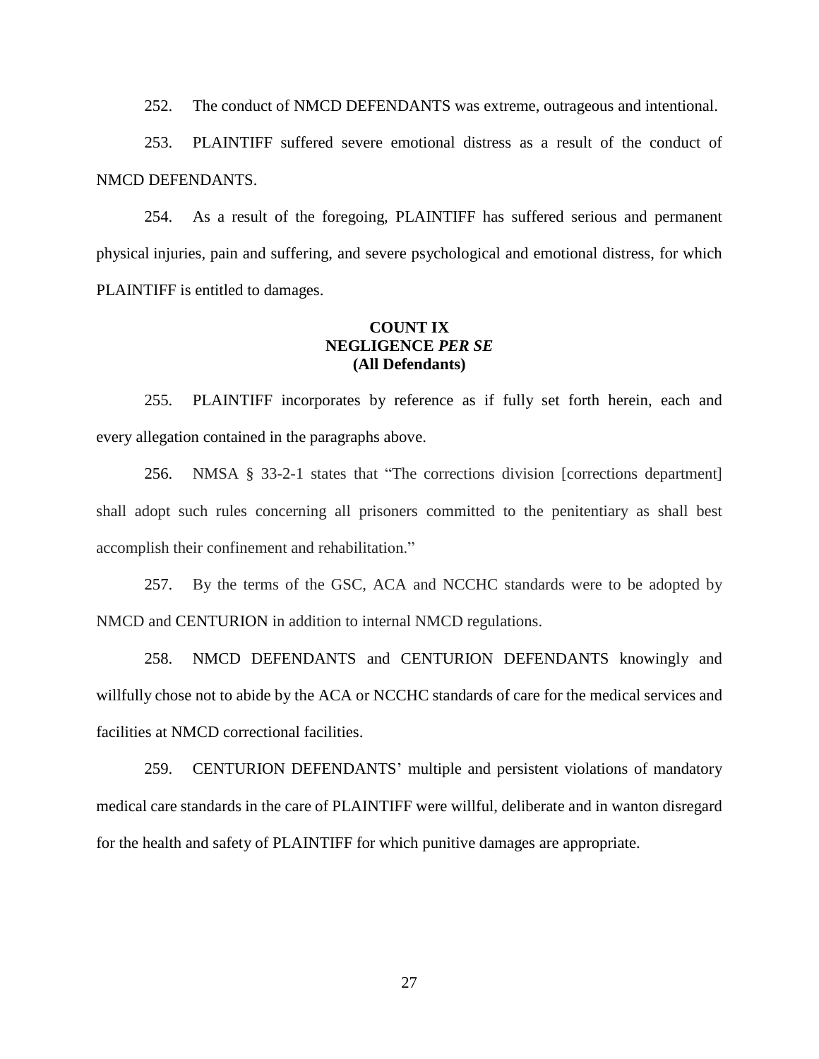252. The conduct of NMCD DEFENDANTS was extreme, outrageous and intentional.

253. PLAINTIFF suffered severe emotional distress as a result of the conduct of NMCD DEFENDANTS.

254. As a result of the foregoing, PLAINTIFF has suffered serious and permanent physical injuries, pain and suffering, and severe psychological and emotional distress, for which PLAINTIFF is entitled to damages.

### COUNT IX
### NEGLIGENCE *PER SE*
### (All Defendants)

255. PLAINTIFF incorporates by reference as if fully set forth herein, each and every allegation contained in the paragraphs above.

256. NMSA § 33-2-1 states that "The corrections division [corrections department] shall adopt such rules concerning all prisoners committed to the penitentiary as shall best accomplish their confinement and rehabilitation."

257. By the terms of the GSC, ACA and NCCHC standards were to be adopted by NMCD and CENTURION in addition to internal NMCD regulations.

258. NMCD DEFENDANTS and CENTURION DEFENDANTS knowingly and willfully chose not to abide by the ACA or NCCHC standards of care for the medical services and facilities at NMCD correctional facilities.

259. CENTURION DEFENDANTS' multiple and persistent violations of mandatory medical care standards in the care of PLAINTIFF were willful, deliberate and in wanton disregard for the health and safety of PLAINTIFF for which punitive damages are appropriate.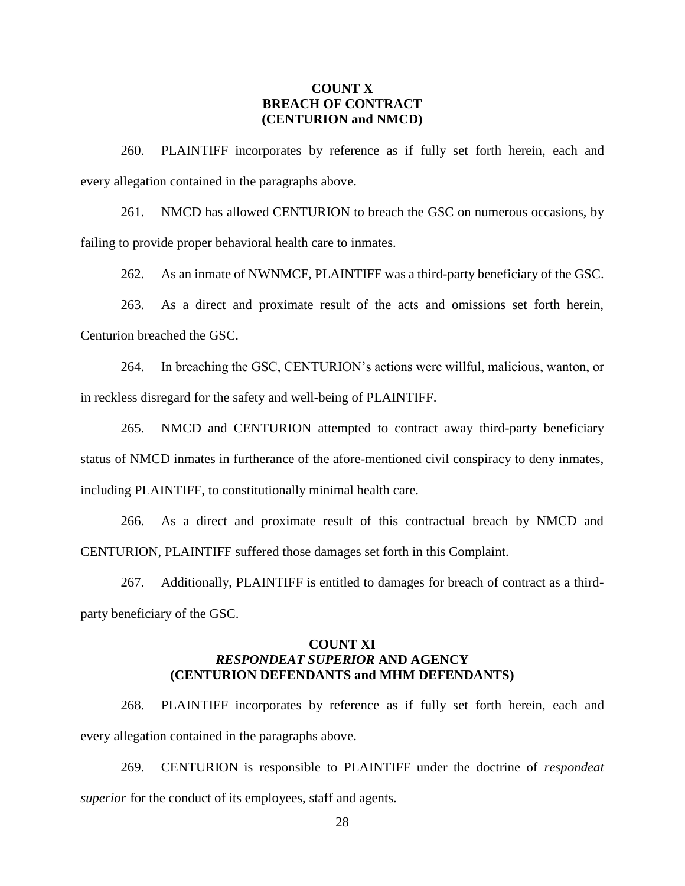**COUNT X**
**BREACH OF CONTRACT**
**(CENTURION and NMCD)**

260. PLAINTIFF incorporates by reference as if fully set forth herein, each and every allegation contained in the paragraphs above.

261. NMCD has allowed CENTURION to breach the GSC on numerous occasions, by failing to provide proper behavioral health care to inmates.

262. As an inmate of NWNMCF, PLAINTIFF was a third-party beneficiary of the GSC.

263. As a direct and proximate result of the acts and omissions set forth herein, Centurion breached the GSC.

264. In breaching the GSC, CENTURION's actions were willful, malicious, wanton, or in reckless disregard for the safety and well-being of PLAINTIFF.

265. NMCD and CENTURION attempted to contract away third-party beneficiary status of NMCD inmates in furtherance of the afore-mentioned civil conspiracy to deny inmates, including PLAINTIFF, to constitutionally minimal health care.

266. As a direct and proximate result of this contractual breach by NMCD and CENTURION, PLAINTIFF suffered those damages set forth in this Complaint.

267. Additionally, PLAINTIFF is entitled to damages for breach of contract as a third-party beneficiary of the GSC.

**COUNT XI**
***RESPONDEAT SUPERIOR* AND AGENCY**
**(CENTURION DEFENDANTS and MHM DEFENDANTS)**

268. PLAINTIFF incorporates by reference as if fully set forth herein, each and every allegation contained in the paragraphs above.

269. CENTURION is responsible to PLAINTIFF under the doctrine of *respondeat superior* for the conduct of its employees, staff and agents.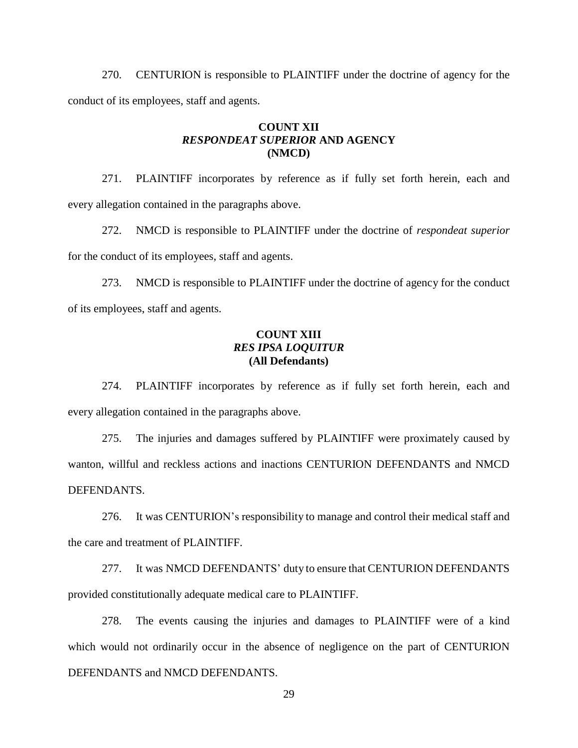270. CENTURION is responsible to PLAINTIFF under the doctrine of agency for the conduct of its employees, staff and agents.

**COUNT XII**
***RESPONDEAT SUPERIOR* AND AGENCY**
**(NMCD)**

271. PLAINTIFF incorporates by reference as if fully set forth herein, each and every allegation contained in the paragraphs above.

272. NMCD is responsible to PLAINTIFF under the doctrine of *respondeat superior* for the conduct of its employees, staff and agents.

273. NMCD is responsible to PLAINTIFF under the doctrine of agency for the conduct of its employees, staff and agents.

**COUNT XIII**
***RES IPSA LOQUITUR***
**(All Defendants)**

274. PLAINTIFF incorporates by reference as if fully set forth herein, each and every allegation contained in the paragraphs above.

275. The injuries and damages suffered by PLAINTIFF were proximately caused by wanton, willful and reckless actions and inactions CENTURION DEFENDANTS and NMCD DEFENDANTS.

276. It was CENTURION's responsibility to manage and control their medical staff and the care and treatment of PLAINTIFF.

277. It was NMCD DEFENDANTS' duty to ensure that CENTURION DEFENDANTS provided constitutionally adequate medical care to PLAINTIFF.

278. The events causing the injuries and damages to PLAINTIFF were of a kind which would not ordinarily occur in the absence of negligence on the part of CENTURION DEFENDANTS and NMCD DEFENDANTS.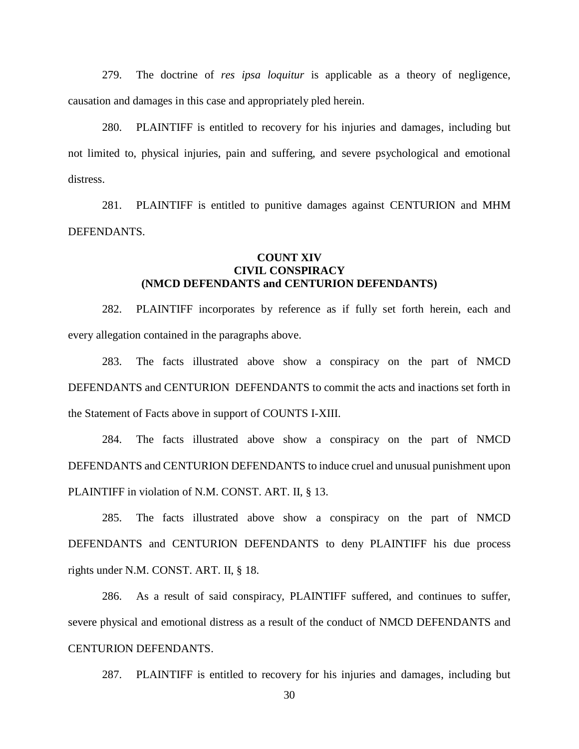279. The doctrine of *res ipsa loquitur* is applicable as a theory of negligence, causation and damages in this case and appropriately pled herein.

280. PLAINTIFF is entitled to recovery for his injuries and damages, including but not limited to, physical injuries, pain and suffering, and severe psychological and emotional distress.

281. PLAINTIFF is entitled to punitive damages against CENTURION and MHM DEFENDANTS.

### COUNT XIV
### CIVIL CONSPIRACY
### (NMCD DEFENDANTS and CENTURION DEFENDANTS)

282. PLAINTIFF incorporates by reference as if fully set forth herein, each and every allegation contained in the paragraphs above.

283. The facts illustrated above show a conspiracy on the part of NMCD DEFENDANTS and CENTURION DEFENDANTS to commit the acts and inactions set forth in the Statement of Facts above in support of COUNTS I-XIII.

284. The facts illustrated above show a conspiracy on the part of NMCD DEFENDANTS and CENTURION DEFENDANTS to induce cruel and unusual punishment upon PLAINTIFF in violation of N.M. CONST. ART. II, § 13.

285. The facts illustrated above show a conspiracy on the part of NMCD DEFENDANTS and CENTURION DEFENDANTS to deny PLAINTIFF his due process rights under N.M. CONST. ART. II, § 18.

286. As a result of said conspiracy, PLAINTIFF suffered, and continues to suffer, severe physical and emotional distress as a result of the conduct of NMCD DEFENDANTS and CENTURION DEFENDANTS.

287. PLAINTIFF is entitled to recovery for his injuries and damages, including but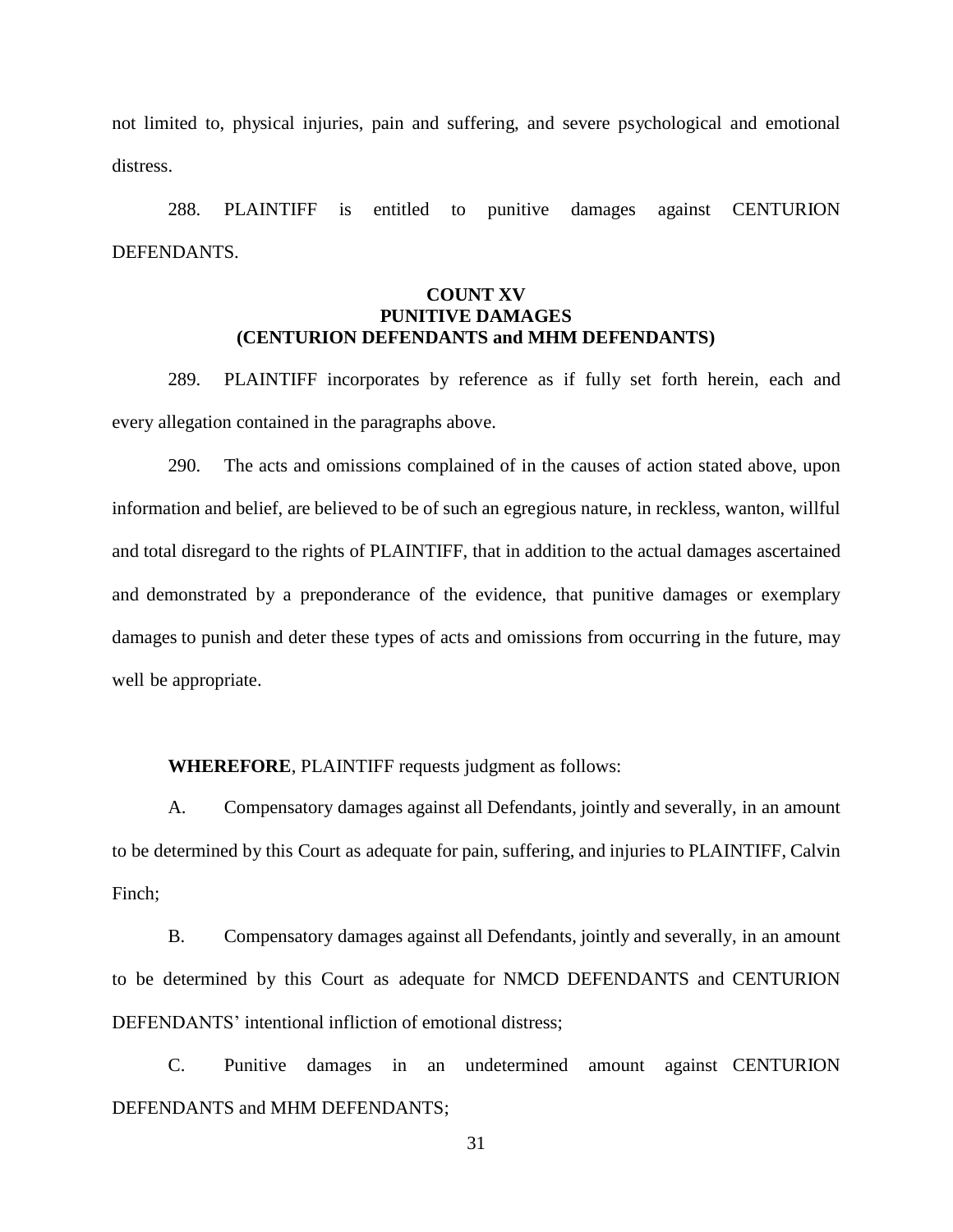not limited to, physical injuries, pain and suffering, and severe psychological and emotional distress.

288. PLAINTIFF is entitled to punitive damages against CENTURION DEFENDANTS.

**COUNT XV**
**PUNITIVE DAMAGES**
**(CENTURION DEFENDANTS and MHM DEFENDANTS)**

289. PLAINTIFF incorporates by reference as if fully set forth herein, each and every allegation contained in the paragraphs above.

290. The acts and omissions complained of in the causes of action stated above, upon information and belief, are believed to be of such an egregious nature, in reckless, wanton, willful and total disregard to the rights of PLAINTIFF, that in addition to the actual damages ascertained and demonstrated by a preponderance of the evidence, that punitive damages or exemplary damages to punish and deter these types of acts and omissions from occurring in the future, may well be appropriate.

**WHEREFORE**, PLAINTIFF requests judgment as follows:

A. Compensatory damages against all Defendants, jointly and severally, in an amount to be determined by this Court as adequate for pain, suffering, and injuries to PLAINTIFF, Calvin Finch;

B. Compensatory damages against all Defendants, jointly and severally, in an amount to be determined by this Court as adequate for NMCD DEFENDANTS and CENTURION DEFENDANTS' intentional infliction of emotional distress;

C. Punitive damages in an undetermined amount against CENTURION DEFENDANTS and MHM DEFENDANTS;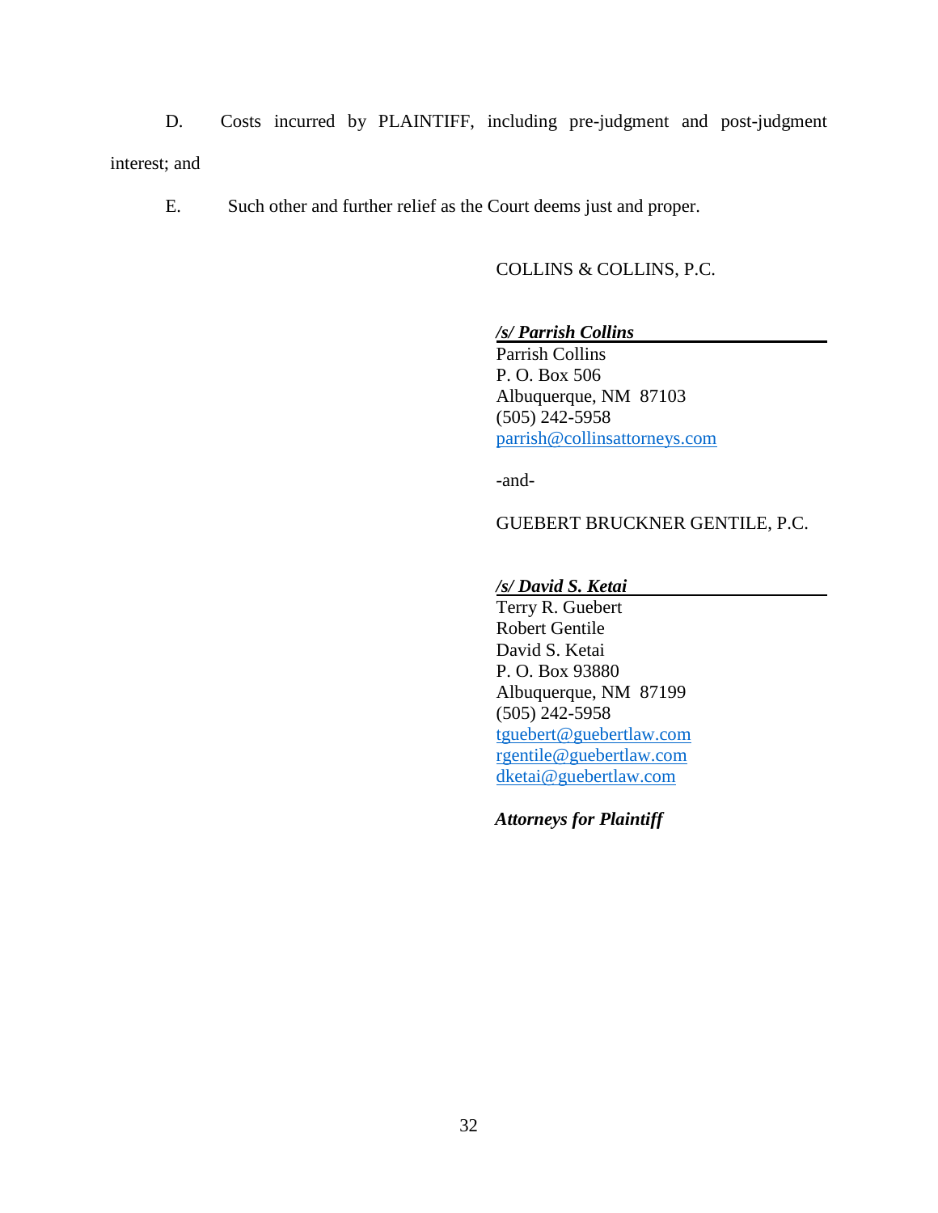D. Costs incurred by PLAINTIFF, including pre-judgment and post-judgment interest; and

E. Such other and further relief as the Court deems just and proper.

COLLINS & COLLINS, P.C.

***/s/ Parrish Collins***
Parrish Collins
P. O. Box 506
Albuquerque, NM 87103
(505) 242-5958
parrish@collinsattorneys.com

-and-

GUEBERT BRUCKNER GENTILE, P.C.

***/s/ David S. Ketai***
Terry R. Guebert
Robert Gentile
David S. Ketai
P. O. Box 93880
Albuquerque, NM 87199
(505) 242-5958
tguebert@guebertlaw.com
rgentile@guebertlaw.com
dketai@guebertlaw.com

***Attorneys for Plaintiff***